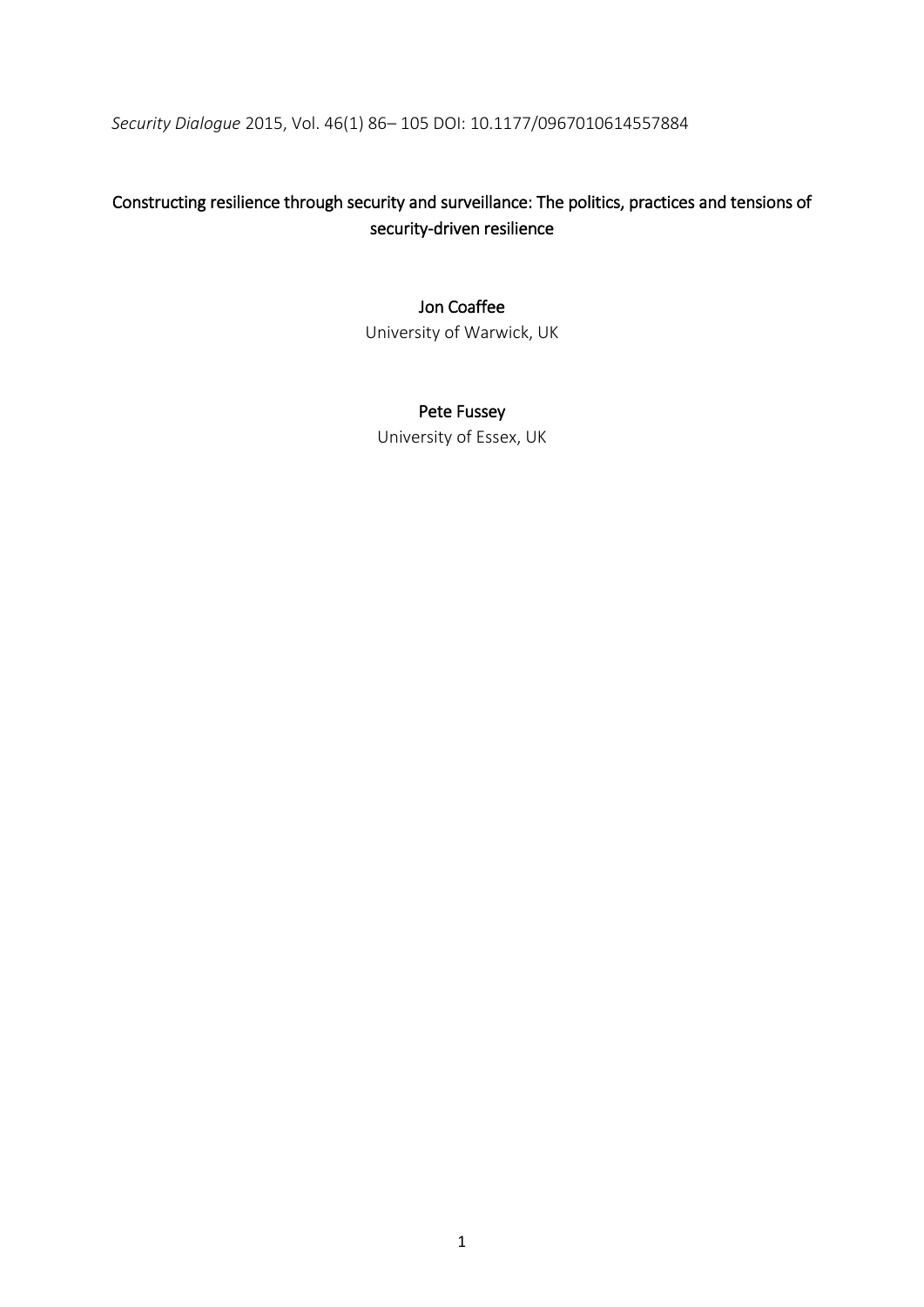*Security Dialogue* 2015, Vol. 46(1) 86– 105 DOI: 10.1177/0967010614557884

# Constructing resilience through security and surveillance: The politics, practices and tensions of security-driven resilience

**Jon Coaffee**
University of Warwick, UK

**Pete Fussey**
University of Essex, UK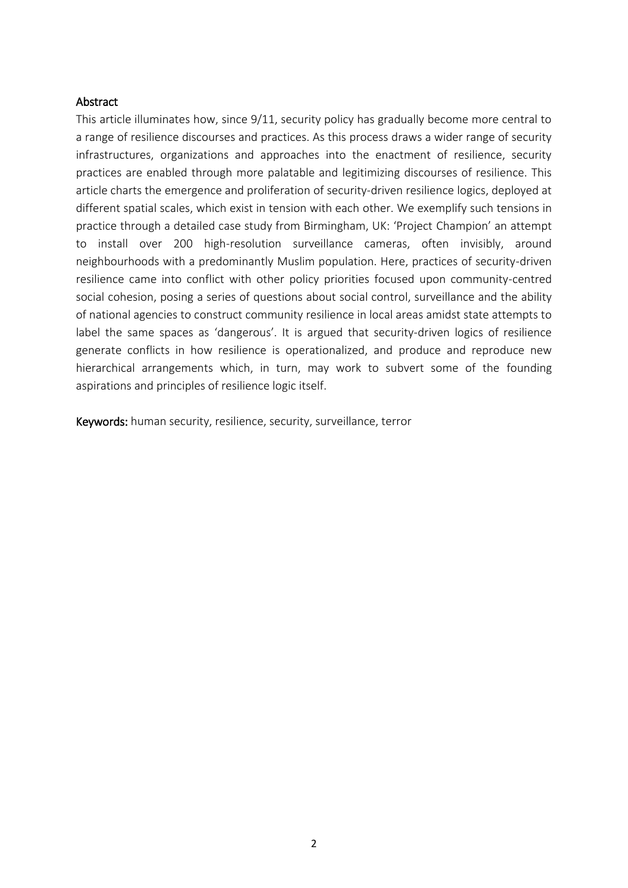## Abstract

This article illuminates how, since 9/11, security policy has gradually become more central to a range of resilience discourses and practices. As this process draws a wider range of security infrastructures, organizations and approaches into the enactment of resilience, security practices are enabled through more palatable and legitimizing discourses of resilience. This article charts the emergence and proliferation of security-driven resilience logics, deployed at different spatial scales, which exist in tension with each other. We exemplify such tensions in practice through a detailed case study from Birmingham, UK: 'Project Champion' an attempt to install over 200 high-resolution surveillance cameras, often invisibly, around neighbourhoods with a predominantly Muslim population. Here, practices of security-driven resilience came into conflict with other policy priorities focused upon community-centred social cohesion, posing a series of questions about social control, surveillance and the ability of national agencies to construct community resilience in local areas amidst state attempts to label the same spaces as 'dangerous'. It is argued that security-driven logics of resilience generate conflicts in how resilience is operationalized, and produce and reproduce new hierarchical arrangements which, in turn, may work to subvert some of the founding aspirations and principles of resilience logic itself.

**Keywords:** human security, resilience, security, surveillance, terror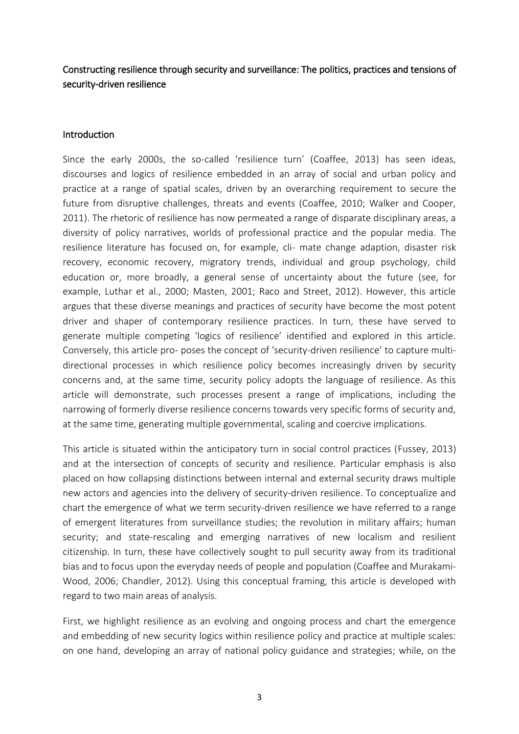# Constructing resilience through security and surveillance: The politics, practices and tensions of security-driven resilience

## Introduction

Since the early 2000s, the so-called 'resilience turn' (Coaffee, 2013) has seen ideas, discourses and logics of resilience embedded in an array of social and urban policy and practice at a range of spatial scales, driven by an overarching requirement to secure the future from disruptive challenges, threats and events (Coaffee, 2010; Walker and Cooper, 2011). The rhetoric of resilience has now permeated a range of disparate disciplinary areas, a diversity of policy narratives, worlds of professional practice and the popular media. The resilience literature has focused on, for example, cli- mate change adaption, disaster risk recovery, economic recovery, migratory trends, individual and group psychology, child education or, more broadly, a general sense of uncertainty about the future (see, for example, Luthar et al., 2000; Masten, 2001; Raco and Street, 2012). However, this article argues that these diverse meanings and practices of security have become the most potent driver and shaper of contemporary resilience practices. In turn, these have served to generate multiple competing 'logics of resilience' identified and explored in this article. Conversely, this article pro- poses the concept of 'security-driven resilience' to capture multi-directional processes in which resilience policy becomes increasingly driven by security concerns and, at the same time, security policy adopts the language of resilience. As this article will demonstrate, such processes present a range of implications, including the narrowing of formerly diverse resilience concerns towards very specific forms of security and, at the same time, generating multiple governmental, scaling and coercive implications.

This article is situated within the anticipatory turn in social control practices (Fussey, 2013) and at the intersection of concepts of security and resilience. Particular emphasis is also placed on how collapsing distinctions between internal and external security draws multiple new actors and agencies into the delivery of security-driven resilience. To conceptualize and chart the emergence of what we term security-driven resilience we have referred to a range of emergent literatures from surveillance studies; the revolution in military affairs; human security; and state-rescaling and emerging narratives of new localism and resilient citizenship. In turn, these have collectively sought to pull security away from its traditional bias and to focus upon the everyday needs of people and population (Coaffee and Murakami-Wood, 2006; Chandler, 2012). Using this conceptual framing, this article is developed with regard to two main areas of analysis.

First, we highlight resilience as an evolving and ongoing process and chart the emergence and embedding of new security logics within resilience policy and practice at multiple scales: on one hand, developing an array of national policy guidance and strategies; while, on the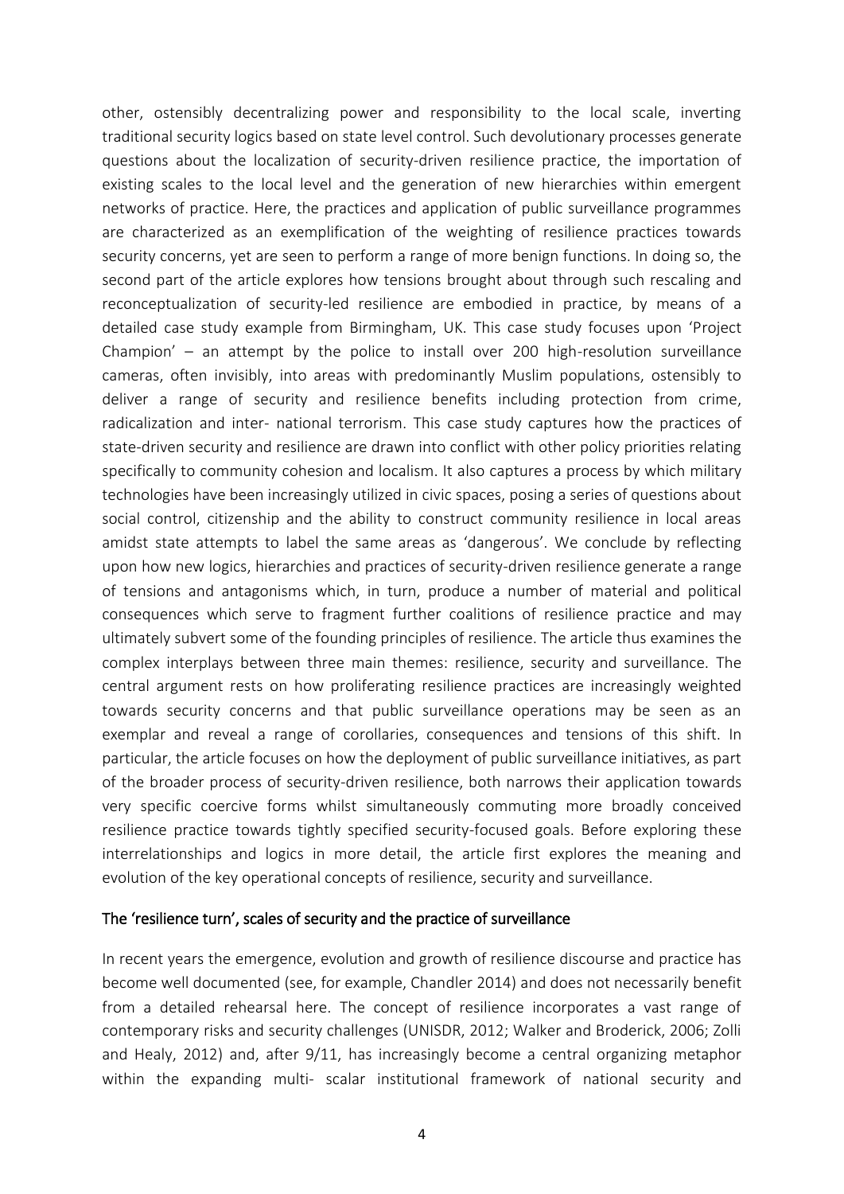other, ostensibly decentralizing power and responsibility to the local scale, inverting traditional security logics based on state level control. Such devolutionary processes generate questions about the localization of security-driven resilience practice, the importation of existing scales to the local level and the generation of new hierarchies within emergent networks of practice. Here, the practices and application of public surveillance programmes are characterized as an exemplification of the weighting of resilience practices towards security concerns, yet are seen to perform a range of more benign functions. In doing so, the second part of the article explores how tensions brought about through such rescaling and reconceptualization of security-led resilience are embodied in practice, by means of a detailed case study example from Birmingham, UK. This case study focuses upon 'Project Champion' – an attempt by the police to install over 200 high-resolution surveillance cameras, often invisibly, into areas with predominantly Muslim populations, ostensibly to deliver a range of security and resilience benefits including protection from crime, radicalization and inter- national terrorism. This case study captures how the practices of state-driven security and resilience are drawn into conflict with other policy priorities relating specifically to community cohesion and localism. It also captures a process by which military technologies have been increasingly utilized in civic spaces, posing a series of questions about social control, citizenship and the ability to construct community resilience in local areas amidst state attempts to label the same areas as 'dangerous'. We conclude by reflecting upon how new logics, hierarchies and practices of security-driven resilience generate a range of tensions and antagonisms which, in turn, produce a number of material and political consequences which serve to fragment further coalitions of resilience practice and may ultimately subvert some of the founding principles of resilience. The article thus examines the complex interplays between three main themes: resilience, security and surveillance. The central argument rests on how proliferating resilience practices are increasingly weighted towards security concerns and that public surveillance operations may be seen as an exemplar and reveal a range of corollaries, consequences and tensions of this shift. In particular, the article focuses on how the deployment of public surveillance initiatives, as part of the broader process of security-driven resilience, both narrows their application towards very specific coercive forms whilst simultaneously commuting more broadly conceived resilience practice towards tightly specified security-focused goals. Before exploring these interrelationships and logics in more detail, the article first explores the meaning and evolution of the key operational concepts of resilience, security and surveillance.

## The 'resilience turn', scales of security and the practice of surveillance

In recent years the emergence, evolution and growth of resilience discourse and practice has become well documented (see, for example, Chandler 2014) and does not necessarily benefit from a detailed rehearsal here. The concept of resilience incorporates a vast range of contemporary risks and security challenges (UNISDR, 2012; Walker and Broderick, 2006; Zolli and Healy, 2012) and, after 9/11, has increasingly become a central organizing metaphor within the expanding multi- scalar institutional framework of national security and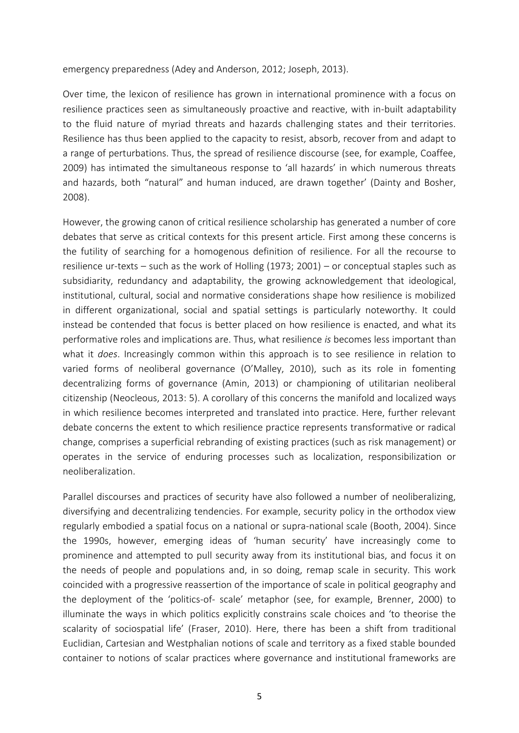emergency preparedness (Adey and Anderson, 2012; Joseph, 2013).

Over time, the lexicon of resilience has grown in international prominence with a focus on resilience practices seen as simultaneously proactive and reactive, with in-built adaptability to the fluid nature of myriad threats and hazards challenging states and their territories. Resilience has thus been applied to the capacity to resist, absorb, recover from and adapt to a range of perturbations. Thus, the spread of resilience discourse (see, for example, Coaffee, 2009) has intimated the simultaneous response to 'all hazards' in which numerous threats and hazards, both "natural" and human induced, are drawn together' (Dainty and Bosher, 2008).

However, the growing canon of critical resilience scholarship has generated a number of core debates that serve as critical contexts for this present article. First among these concerns is the futility of searching for a homogenous definition of resilience. For all the recourse to resilience ur-texts – such as the work of Holling (1973; 2001) – or conceptual staples such as subsidiarity, redundancy and adaptability, the growing acknowledgement that ideological, institutional, cultural, social and normative considerations shape how resilience is mobilized in different organizational, social and spatial settings is particularly noteworthy. It could instead be contended that focus is better placed on how resilience is enacted, and what its performative roles and implications are. Thus, what resilience *is* becomes less important than what it *does*. Increasingly common within this approach is to see resilience in relation to varied forms of neoliberal governance (O'Malley, 2010), such as its role in fomenting decentralizing forms of governance (Amin, 2013) or championing of utilitarian neoliberal citizenship (Neocleous, 2013: 5). A corollary of this concerns the manifold and localized ways in which resilience becomes interpreted and translated into practice. Here, further relevant debate concerns the extent to which resilience practice represents transformative or radical change, comprises a superficial rebranding of existing practices (such as risk management) or operates in the service of enduring processes such as localization, responsibilization or neoliberalization.

Parallel discourses and practices of security have also followed a number of neoliberalizing, diversifying and decentralizing tendencies. For example, security policy in the orthodox view regularly embodied a spatial focus on a national or supra-national scale (Booth, 2004). Since the 1990s, however, emerging ideas of 'human security' have increasingly come to prominence and attempted to pull security away from its institutional bias, and focus it on the needs of people and populations and, in so doing, remap scale in security. This work coincided with a progressive reassertion of the importance of scale in political geography and the deployment of the 'politics-of- scale' metaphor (see, for example, Brenner, 2000) to illuminate the ways in which politics explicitly constrains scale choices and 'to theorise the scalarity of sociospatial life' (Fraser, 2010). Here, there has been a shift from traditional Euclidian, Cartesian and Westphalian notions of scale and territory as a fixed stable bounded container to notions of scalar practices where governance and institutional frameworks are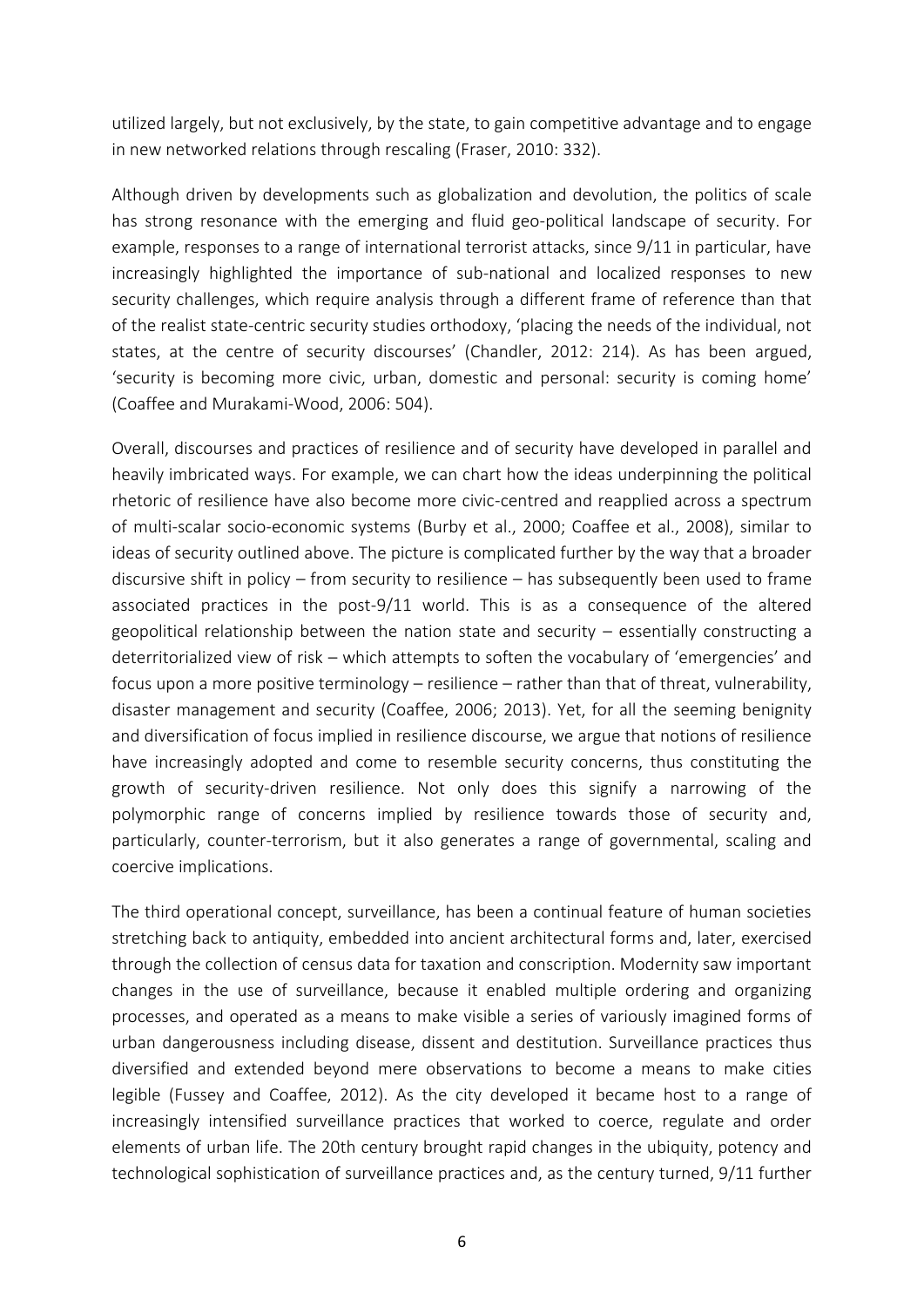utilized largely, but not exclusively, by the state, to gain competitive advantage and to engage in new networked relations through rescaling (Fraser, 2010: 332).

Although driven by developments such as globalization and devolution, the politics of scale has strong resonance with the emerging and fluid geo-political landscape of security. For example, responses to a range of international terrorist attacks, since 9/11 in particular, have increasingly highlighted the importance of sub-national and localized responses to new security challenges, which require analysis through a different frame of reference than that of the realist state-centric security studies orthodoxy, 'placing the needs of the individual, not states, at the centre of security discourses' (Chandler, 2012: 214). As has been argued, 'security is becoming more civic, urban, domestic and personal: security is coming home' (Coaffee and Murakami-Wood, 2006: 504).

Overall, discourses and practices of resilience and of security have developed in parallel and heavily imbricated ways. For example, we can chart how the ideas underpinning the political rhetoric of resilience have also become more civic-centred and reapplied across a spectrum of multi-scalar socio-economic systems (Burby et al., 2000; Coaffee et al., 2008), similar to ideas of security outlined above. The picture is complicated further by the way that a broader discursive shift in policy – from security to resilience – has subsequently been used to frame associated practices in the post-9/11 world. This is as a consequence of the altered geopolitical relationship between the nation state and security – essentially constructing a deterritorialized view of risk – which attempts to soften the vocabulary of 'emergencies' and focus upon a more positive terminology – resilience – rather than that of threat, vulnerability, disaster management and security (Coaffee, 2006; 2013). Yet, for all the seeming benignity and diversification of focus implied in resilience discourse, we argue that notions of resilience have increasingly adopted and come to resemble security concerns, thus constituting the growth of security-driven resilience. Not only does this signify a narrowing of the polymorphic range of concerns implied by resilience towards those of security and, particularly, counter-terrorism, but it also generates a range of governmental, scaling and coercive implications.

The third operational concept, surveillance, has been a continual feature of human societies stretching back to antiquity, embedded into ancient architectural forms and, later, exercised through the collection of census data for taxation and conscription. Modernity saw important changes in the use of surveillance, because it enabled multiple ordering and organizing processes, and operated as a means to make visible a series of variously imagined forms of urban dangerousness including disease, dissent and destitution. Surveillance practices thus diversified and extended beyond mere observations to become a means to make cities legible (Fussey and Coaffee, 2012). As the city developed it became host to a range of increasingly intensified surveillance practices that worked to coerce, regulate and order elements of urban life. The 20th century brought rapid changes in the ubiquity, potency and technological sophistication of surveillance practices and, as the century turned, 9/11 further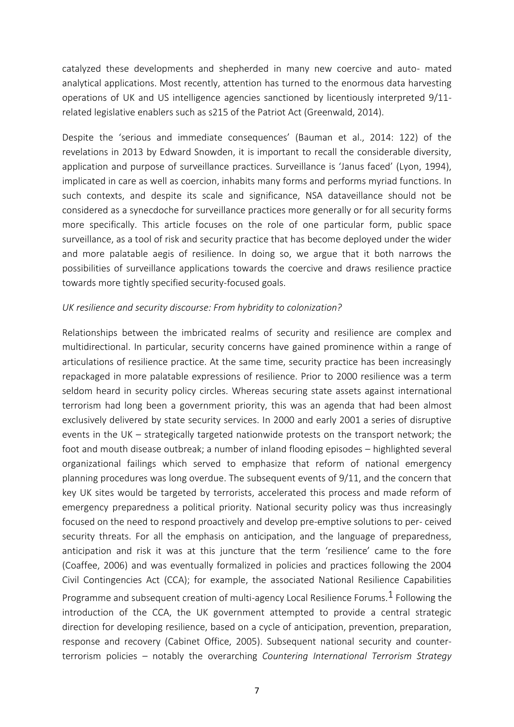catalyzed these developments and shepherded in many new coercive and auto- mated analytical applications. Most recently, attention has turned to the enormous data harvesting operations of UK and US intelligence agencies sanctioned by licentiously interpreted 9/11-related legislative enablers such as s215 of the Patriot Act (Greenwald, 2014).

Despite the 'serious and immediate consequences' (Bauman et al., 2014: 122) of the revelations in 2013 by Edward Snowden, it is important to recall the considerable diversity, application and purpose of surveillance practices. Surveillance is 'Janus faced' (Lyon, 1994), implicated in care as well as coercion, inhabits many forms and performs myriad functions. In such contexts, and despite its scale and significance, NSA dataveillance should not be considered as a synecdoche for surveillance practices more generally or for all security forms more specifically. This article focuses on the role of one particular form, public space surveillance, as a tool of risk and security practice that has become deployed under the wider and more palatable aegis of resilience. In doing so, we argue that it both narrows the possibilities of surveillance applications towards the coercive and draws resilience practice towards more tightly specified security-focused goals.

*UK resilience and security discourse: From hybridity to colonization?*

Relationships between the imbricated realms of security and resilience are complex and multidirectional. In particular, security concerns have gained prominence within a range of articulations of resilience practice. At the same time, security practice has been increasingly repackaged in more palatable expressions of resilience. Prior to 2000 resilience was a term seldom heard in security policy circles. Whereas securing state assets against international terrorism had long been a government priority, this was an agenda that had been almost exclusively delivered by state security services. In 2000 and early 2001 a series of disruptive events in the UK – strategically targeted nationwide protests on the transport network; the foot and mouth disease outbreak; a number of inland flooding episodes – highlighted several organizational failings which served to emphasize that reform of national emergency planning procedures was long overdue. The subsequent events of 9/11, and the concern that key UK sites would be targeted by terrorists, accelerated this process and made reform of emergency preparedness a political priority. National security policy was thus increasingly focused on the need to respond proactively and develop pre-emptive solutions to per- ceived security threats. For all the emphasis on anticipation, and the language of preparedness, anticipation and risk it was at this juncture that the term 'resilience' came to the fore (Coaffee, 2006) and was eventually formalized in policies and practices following the 2004 Civil Contingencies Act (CCA); for example, the associated National Resilience Capabilities Programme and subsequent creation of multi-agency Local Resilience Forums.[1] Following the introduction of the CCA, the UK government attempted to provide a central strategic direction for developing resilience, based on a cycle of anticipation, prevention, preparation, response and recovery (Cabinet Office, 2005). Subsequent national security and counter-terrorism policies – notably the overarching *Countering International Terrorism Strategy*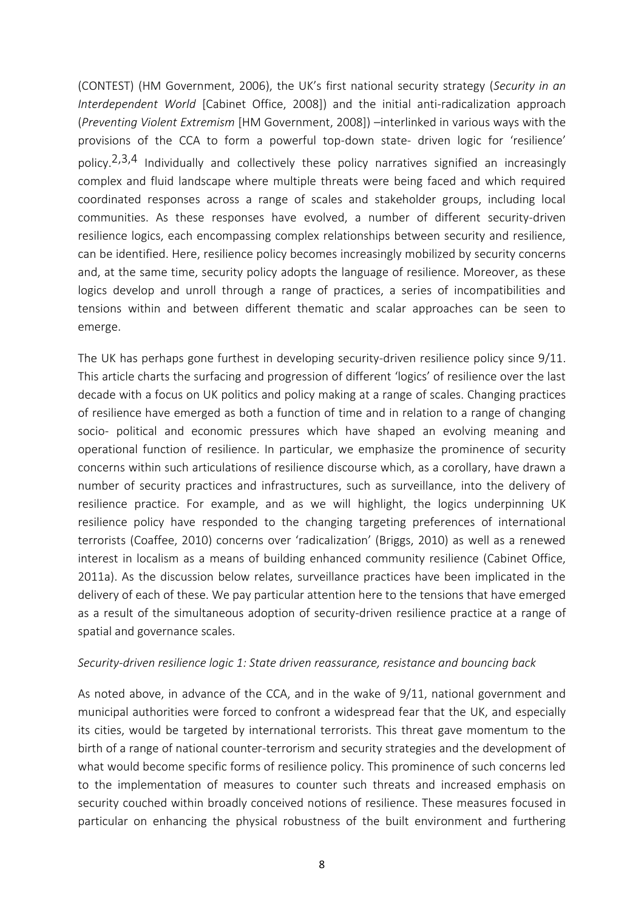(CONTEST) (HM Government, 2006), the UK's first national security strategy (*Security in an Interdependent World* [Cabinet Office, 2008]) and the initial anti-radicalization approach (*Preventing Violent Extremism* [HM Government, 2008]) –interlinked in various ways with the provisions of the CCA to form a powerful top-down state- driven logic for 'resilience' policy.[2,3,4] Individually and collectively these policy narratives signified an increasingly complex and fluid landscape where multiple threats were being faced and which required coordinated responses across a range of scales and stakeholder groups, including local communities. As these responses have evolved, a number of different security-driven resilience logics, each encompassing complex relationships between security and resilience, can be identified. Here, resilience policy becomes increasingly mobilized by security concerns and, at the same time, security policy adopts the language of resilience. Moreover, as these logics develop and unroll through a range of practices, a series of incompatibilities and tensions within and between different thematic and scalar approaches can be seen to emerge.

The UK has perhaps gone furthest in developing security-driven resilience policy since 9/11. This article charts the surfacing and progression of different 'logics' of resilience over the last decade with a focus on UK politics and policy making at a range of scales. Changing practices of resilience have emerged as both a function of time and in relation to a range of changing socio- political and economic pressures which have shaped an evolving meaning and operational function of resilience. In particular, we emphasize the prominence of security concerns within such articulations of resilience discourse which, as a corollary, have drawn a number of security practices and infrastructures, such as surveillance, into the delivery of resilience practice. For example, and as we will highlight, the logics underpinning UK resilience policy have responded to the changing targeting preferences of international terrorists (Coaffee, 2010) concerns over 'radicalization' (Briggs, 2010) as well as a renewed interest in localism as a means of building enhanced community resilience (Cabinet Office, 2011a). As the discussion below relates, surveillance practices have been implicated in the delivery of each of these. We pay particular attention here to the tensions that have emerged as a result of the simultaneous adoption of security-driven resilience practice at a range of spatial and governance scales.

*Security-driven resilience logic 1: State driven reassurance, resistance and bouncing back*

As noted above, in advance of the CCA, and in the wake of 9/11, national government and municipal authorities were forced to confront a widespread fear that the UK, and especially its cities, would be targeted by international terrorists. This threat gave momentum to the birth of a range of national counter-terrorism and security strategies and the development of what would become specific forms of resilience policy. This prominence of such concerns led to the implementation of measures to counter such threats and increased emphasis on security couched within broadly conceived notions of resilience. These measures focused in particular on enhancing the physical robustness of the built environment and furthering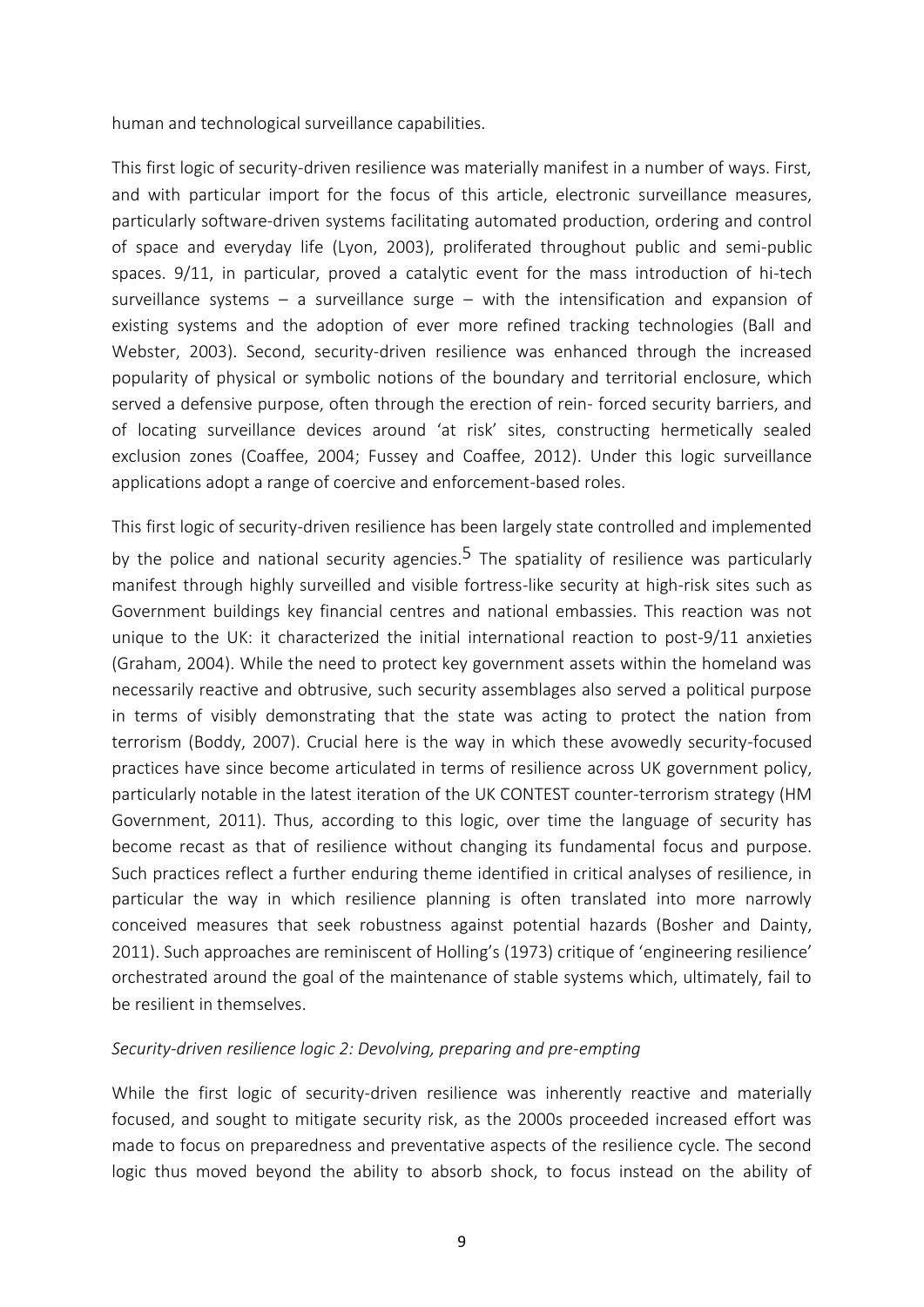human and technological surveillance capabilities.

This first logic of security-driven resilience was materially manifest in a number of ways. First, and with particular import for the focus of this article, electronic surveillance measures, particularly software-driven systems facilitating automated production, ordering and control of space and everyday life (Lyon, 2003), proliferated throughout public and semi-public spaces. 9/11, in particular, proved a catalytic event for the mass introduction of hi-tech surveillance systems – a surveillance surge – with the intensification and expansion of existing systems and the adoption of ever more refined tracking technologies (Ball and Webster, 2003). Second, security-driven resilience was enhanced through the increased popularity of physical or symbolic notions of the boundary and territorial enclosure, which served a defensive purpose, often through the erection of rein- forced security barriers, and of locating surveillance devices around 'at risk' sites, constructing hermetically sealed exclusion zones (Coaffee, 2004; Fussey and Coaffee, 2012). Under this logic surveillance applications adopt a range of coercive and enforcement-based roles.

This first logic of security-driven resilience has been largely state controlled and implemented by the police and national security agencies.[5] The spatiality of resilience was particularly manifest through highly surveilled and visible fortress-like security at high-risk sites such as Government buildings key financial centres and national embassies. This reaction was not unique to the UK: it characterized the initial international reaction to post-9/11 anxieties (Graham, 2004). While the need to protect key government assets within the homeland was necessarily reactive and obtrusive, such security assemblages also served a political purpose in terms of visibly demonstrating that the state was acting to protect the nation from terrorism (Boddy, 2007). Crucial here is the way in which these avowedly security-focused practices have since become articulated in terms of resilience across UK government policy, particularly notable in the latest iteration of the UK CONTEST counter-terrorism strategy (HM Government, 2011). Thus, according to this logic, over time the language of security has become recast as that of resilience without changing its fundamental focus and purpose. Such practices reflect a further enduring theme identified in critical analyses of resilience, in particular the way in which resilience planning is often translated into more narrowly conceived measures that seek robustness against potential hazards (Bosher and Dainty, 2011). Such approaches are reminiscent of Holling's (1973) critique of 'engineering resilience' orchestrated around the goal of the maintenance of stable systems which, ultimately, fail to be resilient in themselves.

*Security-driven resilience logic 2: Devolving, preparing and pre-empting*

While the first logic of security-driven resilience was inherently reactive and materially focused, and sought to mitigate security risk, as the 2000s proceeded increased effort was made to focus on preparedness and preventative aspects of the resilience cycle. The second logic thus moved beyond the ability to absorb shock, to focus instead on the ability of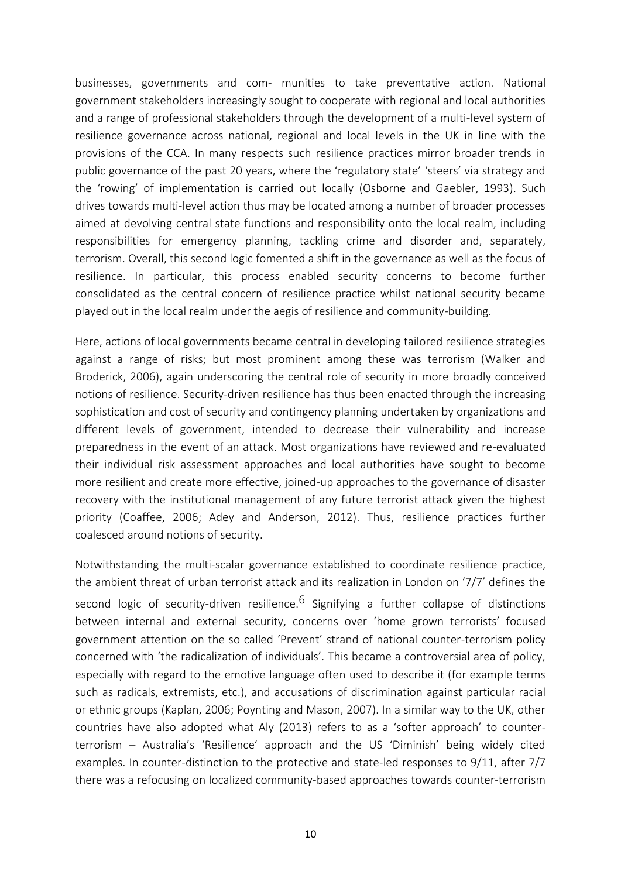businesses, governments and com- munities to take preventative action. National government stakeholders increasingly sought to cooperate with regional and local authorities and a range of professional stakeholders through the development of a multi-level system of resilience governance across national, regional and local levels in the UK in line with the provisions of the CCA. In many respects such resilience practices mirror broader trends in public governance of the past 20 years, where the 'regulatory state' 'steers' via strategy and the 'rowing' of implementation is carried out locally (Osborne and Gaebler, 1993). Such drives towards multi-level action thus may be located among a number of broader processes aimed at devolving central state functions and responsibility onto the local realm, including responsibilities for emergency planning, tackling crime and disorder and, separately, terrorism. Overall, this second logic fomented a shift in the governance as well as the focus of resilience. In particular, this process enabled security concerns to become further consolidated as the central concern of resilience practice whilst national security became played out in the local realm under the aegis of resilience and community-building.

Here, actions of local governments became central in developing tailored resilience strategies against a range of risks; but most prominent among these was terrorism (Walker and Broderick, 2006), again underscoring the central role of security in more broadly conceived notions of resilience. Security-driven resilience has thus been enacted through the increasing sophistication and cost of security and contingency planning undertaken by organizations and different levels of government, intended to decrease their vulnerability and increase preparedness in the event of an attack. Most organizations have reviewed and re-evaluated their individual risk assessment approaches and local authorities have sought to become more resilient and create more effective, joined-up approaches to the governance of disaster recovery with the institutional management of any future terrorist attack given the highest priority (Coaffee, 2006; Adey and Anderson, 2012). Thus, resilience practices further coalesced around notions of security.

Notwithstanding the multi-scalar governance established to coordinate resilience practice, the ambient threat of urban terrorist attack and its realization in London on '7/7' defines the second logic of security-driven resilience.[6] Signifying a further collapse of distinctions between internal and external security, concerns over 'home grown terrorists' focused government attention on the so called 'Prevent' strand of national counter-terrorism policy concerned with 'the radicalization of individuals'. This became a controversial area of policy, especially with regard to the emotive language often used to describe it (for example terms such as radicals, extremists, etc.), and accusations of discrimination against particular racial or ethnic groups (Kaplan, 2006; Poynting and Mason, 2007). In a similar way to the UK, other countries have also adopted what Aly (2013) refers to as a 'softer approach' to counter-terrorism – Australia's 'Resilience' approach and the US 'Diminish' being widely cited examples. In counter-distinction to the protective and state-led responses to 9/11, after 7/7 there was a refocusing on localized community-based approaches towards counter-terrorism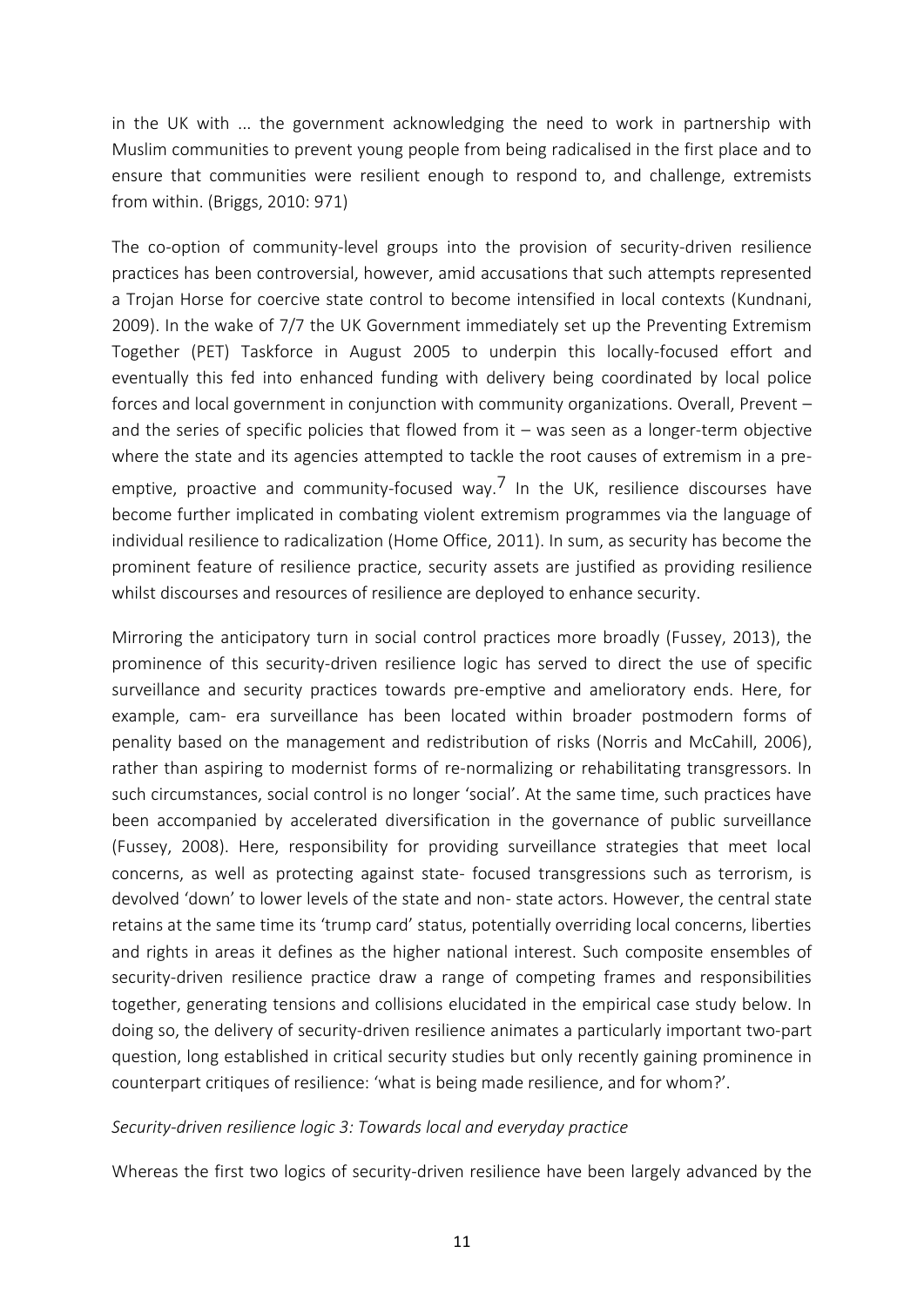in the UK with ... the government acknowledging the need to work in partnership with Muslim communities to prevent young people from being radicalised in the first place and to ensure that communities were resilient enough to respond to, and challenge, extremists from within. (Briggs, 2010: 971)

The co-option of community-level groups into the provision of security-driven resilience practices has been controversial, however, amid accusations that such attempts represented a Trojan Horse for coercive state control to become intensified in local contexts (Kundnani, 2009). In the wake of 7/7 the UK Government immediately set up the Preventing Extremism Together (PET) Taskforce in August 2005 to underpin this locally-focused effort and eventually this fed into enhanced funding with delivery being coordinated by local police forces and local government in conjunction with community organizations. Overall, Prevent – and the series of specific policies that flowed from it – was seen as a longer-term objective where the state and its agencies attempted to tackle the root causes of extremism in a pre-emptive, proactive and community-focused way.[7] In the UK, resilience discourses have become further implicated in combating violent extremism programmes via the language of individual resilience to radicalization (Home Office, 2011). In sum, as security has become the prominent feature of resilience practice, security assets are justified as providing resilience whilst discourses and resources of resilience are deployed to enhance security.

Mirroring the anticipatory turn in social control practices more broadly (Fussey, 2013), the prominence of this security-driven resilience logic has served to direct the use of specific surveillance and security practices towards pre-emptive and ameliorator ends. Here, for example, cam- era surveillance has been located within broader postmodern forms of penality based on the management and redistribution of risks (Norris and McCahill, 2006), rather than aspiring to modernist forms of re-normalizing or rehabilitating transgressors. In such circumstances, social control is no longer 'social'. At the same time, such practices have been accompanied by accelerated diversification in the governance of public surveillance (Fussey, 2008). Here, responsibility for providing surveillance strategies that meet local concerns, as well as protecting against state- focused transgressions such as terrorism, is devolved 'down' to lower levels of the state and non- state actors. However, the central state retains at the same time its 'trump card' status, potentially overriding local concerns, liberties and rights in areas it defines as the higher national interest. Such composite ensembles of security-driven resilience practice draw a range of competing frames and responsibilities together, generating tensions and collisions elucidated in the empirical case study below. In doing so, the delivery of security-driven resilience animates a particularly important two-part question, long established in critical security studies but only recently gaining prominence in counterpart critiques of resilience: 'what is being made resilience, and for whom?'.

*Security-driven resilience logic 3: Towards local and everyday practice*

Whereas the first two logics of security-driven resilience have been largely advanced by the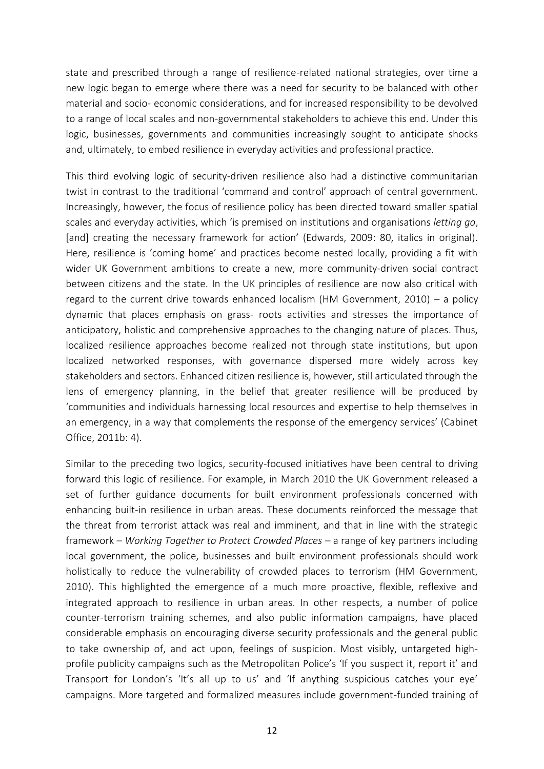state and prescribed through a range of resilience-related national strategies, over time a new logic began to emerge where there was a need for security to be balanced with other material and socio- economic considerations, and for increased responsibility to be devolved to a range of local scales and non-governmental stakeholders to achieve this end. Under this logic, businesses, governments and communities increasingly sought to anticipate shocks and, ultimately, to embed resilience in everyday activities and professional practice.

This third evolving logic of security-driven resilience also had a distinctive communitarian twist in contrast to the traditional 'command and control' approach of central government. Increasingly, however, the focus of resilience policy has been directed toward smaller spatial scales and everyday activities, which 'is premised on institutions and organisations *letting go*, [and] creating the necessary framework for action' (Edwards, 2009: 80, italics in original). Here, resilience is 'coming home' and practices become nested locally, providing a fit with wider UK Government ambitions to create a new, more community-driven social contract between citizens and the state. In the UK principles of resilience are now also critical with regard to the current drive towards enhanced localism (HM Government, 2010) – a policy dynamic that places emphasis on grass- roots activities and stresses the importance of anticipatory, holistic and comprehensive approaches to the changing nature of places. Thus, localized resilience approaches become realized not through state institutions, but upon localized networked responses, with governance dispersed more widely across key stakeholders and sectors. Enhanced citizen resilience is, however, still articulated through the lens of emergency planning, in the belief that greater resilience will be produced by 'communities and individuals harnessing local resources and expertise to help themselves in an emergency, in a way that complements the response of the emergency services' (Cabinet Office, 2011b: 4).

Similar to the preceding two logics, security-focused initiatives have been central to driving forward this logic of resilience. For example, in March 2010 the UK Government released a set of further guidance documents for built environment professionals concerned with enhancing built-in resilience in urban areas. These documents reinforced the message that the threat from terrorist attack was real and imminent, and that in line with the strategic framework – *Working Together to Protect Crowded Places* – a range of key partners including local government, the police, businesses and built environment professionals should work holistically to reduce the vulnerability of crowded places to terrorism (HM Government, 2010). This highlighted the emergence of a much more proactive, flexible, reflexive and integrated approach to resilience in urban areas. In other respects, a number of police counter-terrorism training schemes, and also public information campaigns, have placed considerable emphasis on encouraging diverse security professionals and the general public to take ownership of, and act upon, feelings of suspicion. Most visibly, untargeted high-profile publicity campaigns such as the Metropolitan Police's 'If you suspect it, report it' and Transport for London's 'It's all up to us' and 'If anything suspicious catches your eye' campaigns. More targeted and formalized measures include government-funded training of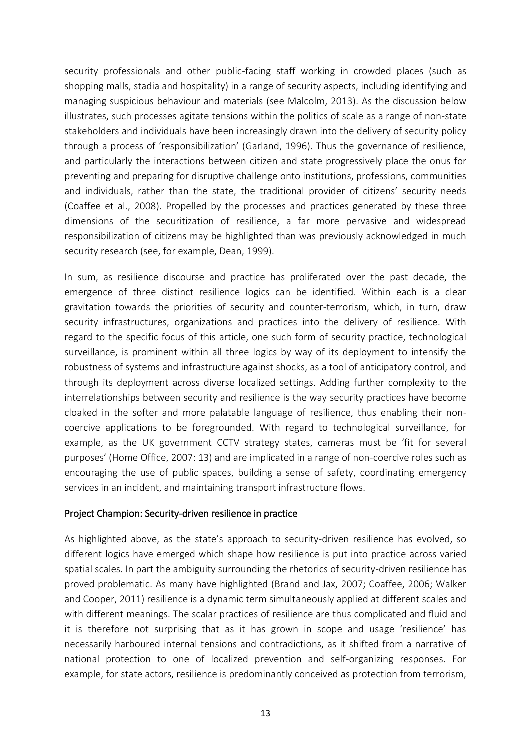security professionals and other public-facing staff working in crowded places (such as shopping malls, stadia and hospitality) in a range of security aspects, including identifying and managing suspicious behaviour and materials (see Malcolm, 2013). As the discussion below illustrates, such processes agitate tensions within the politics of scale as a range of non-state stakeholders and individuals have been increasingly drawn into the delivery of security policy through a process of 'responsibilization' (Garland, 1996). Thus the governance of resilience, and particularly the interactions between citizen and state progressively place the onus for preventing and preparing for disruptive challenge onto institutions, professions, communities and individuals, rather than the state, the traditional provider of citizens' security needs (Coaffee et al., 2008). Propelled by the processes and practices generated by these three dimensions of the securitization of resilience, a far more pervasive and widespread responsibilization of citizens may be highlighted than was previously acknowledged in much security research (see, for example, Dean, 1999).

In sum, as resilience discourse and practice has proliferated over the past decade, the emergence of three distinct resilience logics can be identified. Within each is a clear gravitation towards the priorities of security and counter-terrorism, which, in turn, draw security infrastructures, organizations and practices into the delivery of resilience. With regard to the specific focus of this article, one such form of security practice, technological surveillance, is prominent within all three logics by way of its deployment to intensify the robustness of systems and infrastructure against shocks, as a tool of anticipatory control, and through its deployment across diverse localized settings. Adding further complexity to the interrelationships between security and resilience is the way security practices have become cloaked in the softer and more palatable language of resilience, thus enabling their non-coercive applications to be foregrounded. With regard to technological surveillance, for example, as the UK government CCTV strategy states, cameras must be 'fit for several purposes' (Home Office, 2007: 13) and are implicated in a range of non-coercive roles such as encouraging the use of public spaces, building a sense of safety, coordinating emergency services in an incident, and maintaining transport infrastructure flows.

## Project Champion: Security-driven resilience in practice

As highlighted above, as the state's approach to security-driven resilience has evolved, so different logics have emerged which shape how resilience is put into practice across varied spatial scales. In part the ambiguity surrounding the rhetorics of security-driven resilience has proved problematic. As many have highlighted (Brand and Jax, 2007; Coaffee, 2006; Walker and Cooper, 2011) resilience is a dynamic term simultaneously applied at different scales and with different meanings. The scalar practices of resilience are thus complicated and fluid and it is therefore not surprising that as it has grown in scope and usage 'resilience' has necessarily harboured internal tensions and contradictions, as it shifted from a narrative of national protection to one of localized prevention and self-organizing responses. For example, for state actors, resilience is predominantly conceived as protection from terrorism,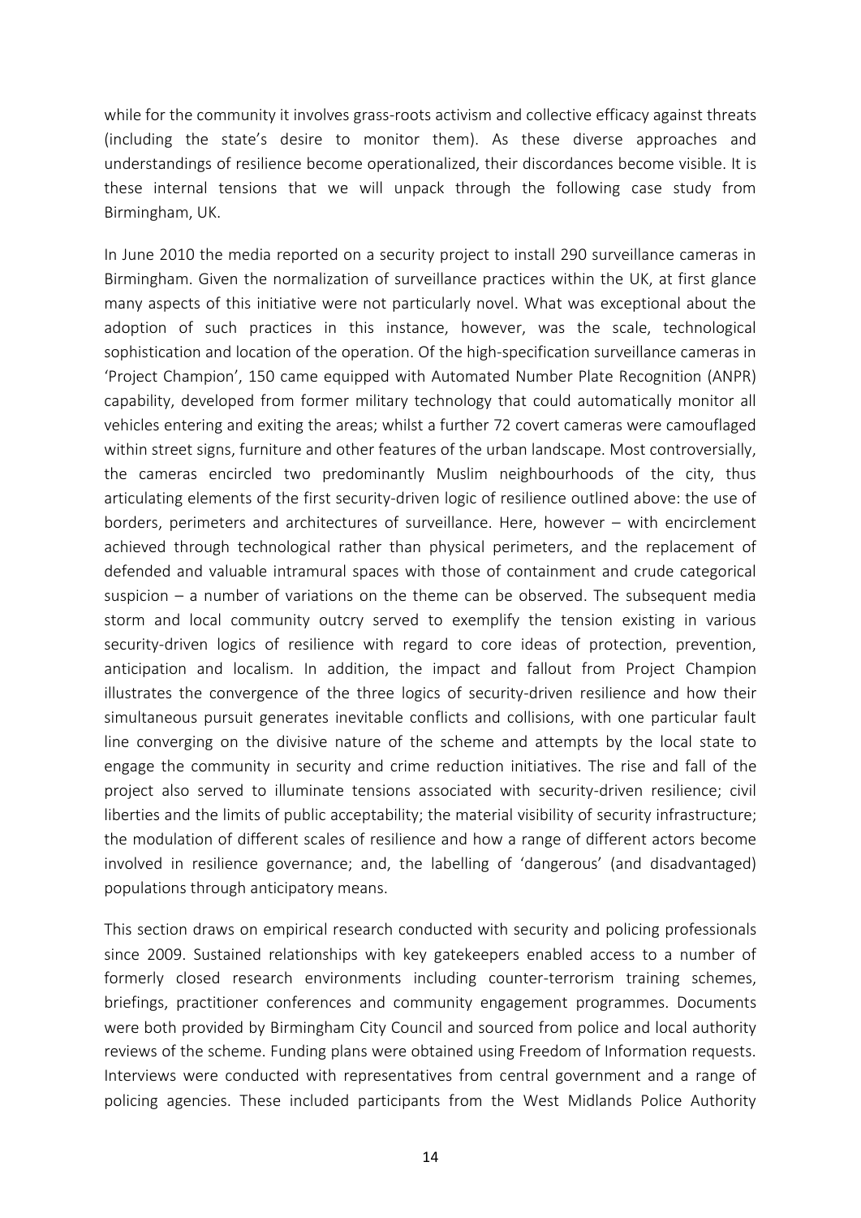while for the community it involves grass-roots activism and collective efficacy against threats (including the state's desire to monitor them). As these diverse approaches and understandings of resilience become operationalized, their discordances become visible. It is these internal tensions that we will unpack through the following case study from Birmingham, UK.

In June 2010 the media reported on a security project to install 290 surveillance cameras in Birmingham. Given the normalization of surveillance practices within the UK, at first glance many aspects of this initiative were not particularly novel. What was exceptional about the adoption of such practices in this instance, however, was the scale, technological sophistication and location of the operation. Of the high-specification surveillance cameras in 'Project Champion', 150 came equipped with Automated Number Plate Recognition (ANPR) capability, developed from former military technology that could automatically monitor all vehicles entering and exiting the areas; whilst a further 72 covert cameras were camouflaged within street signs, furniture and other features of the urban landscape. Most controversially, the cameras encircled two predominantly Muslim neighbourhoods of the city, thus articulating elements of the first security-driven logic of resilience outlined above: the use of borders, perimeters and architectures of surveillance. Here, however – with encirclement achieved through technological rather than physical perimeters, and the replacement of defended and valuable intramural spaces with those of containment and crude categorical suspicion – a number of variations on the theme can be observed. The subsequent media storm and local community outcry served to exemplify the tension existing in various security-driven logics of resilience with regard to core ideas of protection, prevention, anticipation and localism. In addition, the impact and fallout from Project Champion illustrates the convergence of the three logics of security-driven resilience and how their simultaneous pursuit generates inevitable conflicts and collisions, with one particular fault line converging on the divisive nature of the scheme and attempts by the local state to engage the community in security and crime reduction initiatives. The rise and fall of the project also served to illuminate tensions associated with security-driven resilience; civil liberties and the limits of public acceptability; the material visibility of security infrastructure; the modulation of different scales of resilience and how a range of different actors become involved in resilience governance; and, the labelling of 'dangerous' (and disadvantaged) populations through anticipatory means.

This section draws on empirical research conducted with security and policing professionals since 2009. Sustained relationships with key gatekeepers enabled access to a number of formerly closed research environments including counter-terrorism training schemes, briefings, practitioner conferences and community engagement programmes. Documents were both provided by Birmingham City Council and sourced from police and local authority reviews of the scheme. Funding plans were obtained using Freedom of Information requests. Interviews were conducted with representatives from central government and a range of policing agencies. These included participants from the West Midlands Police Authority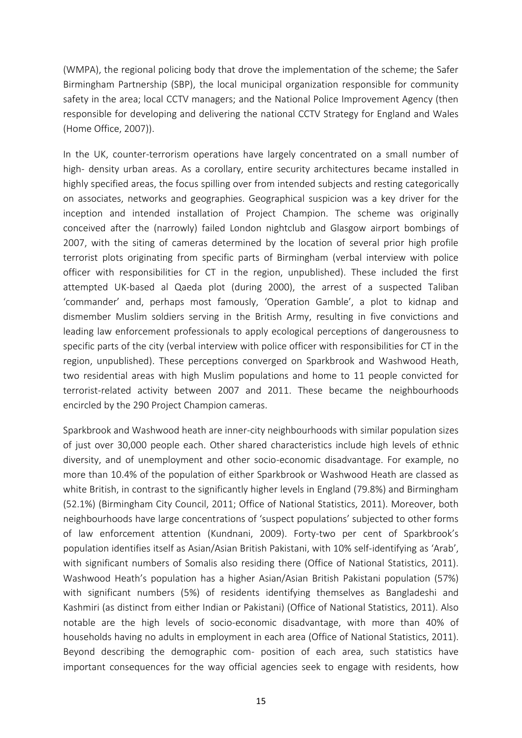(WMPA), the regional policing body that drove the implementation of the scheme; the Safer Birmingham Partnership (SBP), the local municipal organization responsible for community safety in the area; local CCTV managers; and the National Police Improvement Agency (then responsible for developing and delivering the national CCTV Strategy for England and Wales (Home Office, 2007)).

In the UK, counter-terrorism operations have largely concentrated on a small number of high- density urban areas. As a corollary, entire security architectures became installed in highly specified areas, the focus spilling over from intended subjects and resting categorically on associates, networks and geographies. Geographical suspicion was a key driver for the inception and intended installation of Project Champion. The scheme was originally conceived after the (narrowly) failed London nightclub and Glasgow airport bombings of 2007, with the siting of cameras determined by the location of several prior high profile terrorist plots originating from specific parts of Birmingham (verbal interview with police officer with responsibilities for CT in the region, unpublished). These included the first attempted UK-based al Qaeda plot (during 2000), the arrest of a suspected Taliban 'commander' and, perhaps most famously, 'Operation Gamble', a plot to kidnap and dismember Muslim soldiers serving in the British Army, resulting in five convictions and leading law enforcement professionals to apply ecological perceptions of dangerousness to specific parts of the city (verbal interview with police officer with responsibilities for CT in the region, unpublished). These perceptions converged on Sparkbrook and Washwood Heath, two residential areas with high Muslim populations and home to 11 people convicted for terrorist-related activity between 2007 and 2011. These became the neighbourhoods encircled by the 290 Project Champion cameras.

Sparkbrook and Washwood heath are inner-city neighbourhoods with similar population sizes of just over 30,000 people each. Other shared characteristics include high levels of ethnic diversity, and of unemployment and other socio-economic disadvantage. For example, no more than 10.4% of the population of either Sparkbrook or Washwood Heath are classed as white British, in contrast to the significantly higher levels in England (79.8%) and Birmingham (52.1%) (Birmingham City Council, 2011; Office of National Statistics, 2011). Moreover, both neighbourhoods have large concentrations of 'suspect populations' subjected to other forms of law enforcement attention (Kundnani, 2009). Forty-two per cent of Sparkbrook's population identifies itself as Asian/Asian British Pakistani, with 10% self-identifying as 'Arab', with significant numbers of Somalis also residing there (Office of National Statistics, 2011). Washwood Heath's population has a higher Asian/Asian British Pakistani population (57%) with significant numbers (5%) of residents identifying themselves as Bangladeshi and Kashmiri (as distinct from either Indian or Pakistani) (Office of National Statistics, 2011). Also notable are the high levels of socio-economic disadvantage, with more than 40% of households having no adults in employment in each area (Office of National Statistics, 2011). Beyond describing the demographic com- position of each area, such statistics have important consequences for the way official agencies seek to engage with residents, how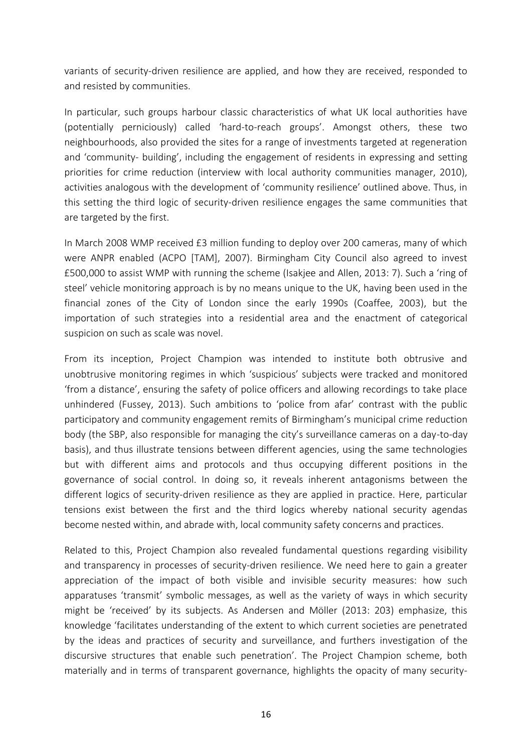variants of security-driven resilience are applied, and how they are received, responded to and resisted by communities.

In particular, such groups harbour classic characteristics of what UK local authorities have (potentially perniciously) called 'hard-to-reach groups'. Amongst others, these two neighbourhoods, also provided the sites for a range of investments targeted at regeneration and 'community- building', including the engagement of residents in expressing and setting priorities for crime reduction (interview with local authority communities manager, 2010), activities analogous with the development of 'community resilience' outlined above. Thus, in this setting the third logic of security-driven resilience engages the same communities that are targeted by the first.

In March 2008 WMP received £3 million funding to deploy over 200 cameras, many of which were ANPR enabled (ACPO [TAM], 2007). Birmingham City Council also agreed to invest £500,000 to assist WMP with running the scheme (Isakjee and Allen, 2013: 7). Such a 'ring of steel' vehicle monitoring approach is by no means unique to the UK, having been used in the financial zones of the City of London since the early 1990s (Coaffee, 2003), but the importation of such strategies into a residential area and the enactment of categorical suspicion on such as scale was novel.

From its inception, Project Champion was intended to institute both obtrusive and unobtrusive monitoring regimes in which 'suspicious' subjects were tracked and monitored 'from a distance', ensuring the safety of police officers and allowing recordings to take place unhindered (Fussey, 2013). Such ambitions to 'police from afar' contrast with the public participatory and community engagement remits of Birmingham's municipal crime reduction body (the SBP, also responsible for managing the city's surveillance cameras on a day-to-day basis), and thus illustrate tensions between different agencies, using the same technologies but with different aims and protocols and thus occupying different positions in the governance of social control. In doing so, it reveals inherent antagonisms between the different logics of security-driven resilience as they are applied in practice. Here, particular tensions exist between the first and the third logics whereby national security agendas become nested within, and abrade with, local community safety concerns and practices.

Related to this, Project Champion also revealed fundamental questions regarding visibility and transparency in processes of security-driven resilience. We need here to gain a greater appreciation of the impact of both visible and invisible security measures: how such apparatuses 'transmit' symbolic messages, as well as the variety of ways in which security might be 'received' by its subjects. As Andersen and Möller (2013: 203) emphasize, this knowledge 'facilitates understanding of the extent to which current societies are penetrated by the ideas and practices of security and surveillance, and furthers investigation of the discursive structures that enable such penetration'. The Project Champion scheme, both materially and in terms of transparent governance, highlights the opacity of many security-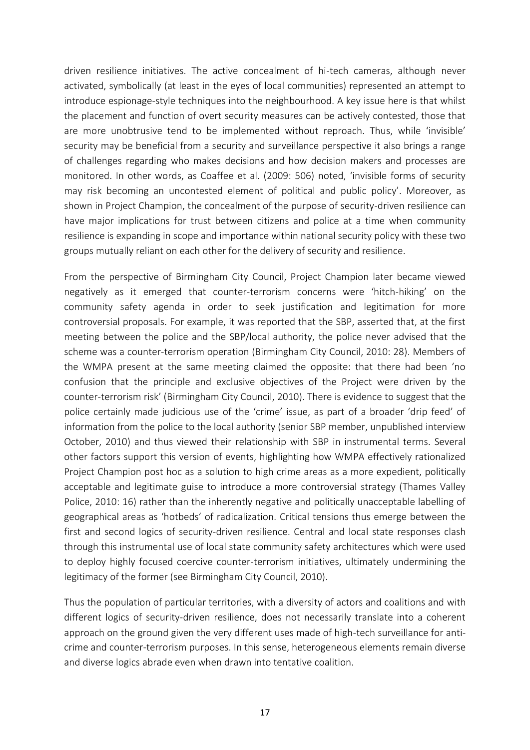driven resilience initiatives. The active concealment of hi-tech cameras, although never activated, symbolically (at least in the eyes of local communities) represented an attempt to introduce espionage-style techniques into the neighbourhood. A key issue here is that whilst the placement and function of overt security measures can be actively contested, those that are more unobtrusive tend to be implemented without reproach. Thus, while 'invisible' security may be beneficial from a security and surveillance perspective it also brings a range of challenges regarding who makes decisions and how decision makers and processes are monitored. In other words, as Coaffee et al. (2009: 506) noted, 'invisible forms of security may risk becoming an uncontested element of political and public policy'. Moreover, as shown in Project Champion, the concealment of the purpose of security-driven resilience can have major implications for trust between citizens and police at a time when community resilience is expanding in scope and importance within national security policy with these two groups mutually reliant on each other for the delivery of security and resilience.

From the perspective of Birmingham City Council, Project Champion later became viewed negatively as it emerged that counter-terrorism concerns were 'hitch-hiking' on the community safety agenda in order to seek justification and legitimation for more controversial proposals. For example, it was reported that the SBP, asserted that, at the first meeting between the police and the SBP/local authority, the police never advised that the scheme was a counter-terrorism operation (Birmingham City Council, 2010: 28). Members of the WMPA present at the same meeting claimed the opposite: that there had been 'no confusion that the principle and exclusive objectives of the Project were driven by the counter-terrorism risk' (Birmingham City Council, 2010). There is evidence to suggest that the police certainly made judicious use of the 'crime' issue, as part of a broader 'drip feed' of information from the police to the local authority (senior SBP member, unpublished interview October, 2010) and thus viewed their relationship with SBP in instrumental terms. Several other factors support this version of events, highlighting how WMPA effectively rationalized Project Champion post hoc as a solution to high crime areas as a more expedient, politically acceptable and legitimate guise to introduce a more controversial strategy (Thames Valley Police, 2010: 16) rather than the inherently negative and politically unacceptable labelling of geographical areas as 'hotbeds' of radicalization. Critical tensions thus emerge between the first and second logics of security-driven resilience. Central and local state responses clash through this instrumental use of local state community safety architectures which were used to deploy highly focused coercive counter-terrorism initiatives, ultimately undermining the legitimacy of the former (see Birmingham City Council, 2010).

Thus the population of particular territories, with a diversity of actors and coalitions and with different logics of security-driven resilience, does not necessarily translate into a coherent approach on the ground given the very different uses made of high-tech surveillance for anti-crime and counter-terrorism purposes. In this sense, heterogeneous elements remain diverse and diverse logics abrade even when drawn into tentative coalition.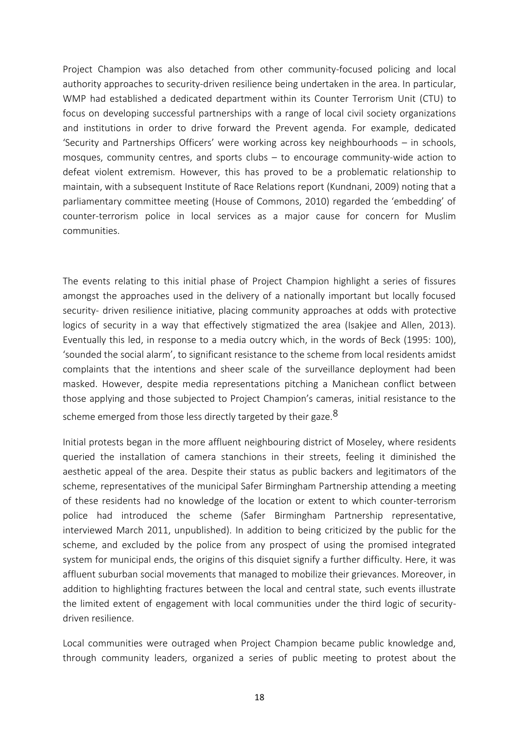Project Champion was also detached from other community-focused policing and local authority approaches to security-driven resilience being undertaken in the area. In particular, WMP had established a dedicated department within its Counter Terrorism Unit (CTU) to focus on developing successful partnerships with a range of local civil society organizations and institutions in order to drive forward the Prevent agenda. For example, dedicated 'Security and Partnerships Officers' were working across key neighbourhoods – in schools, mosques, community centres, and sports clubs – to encourage community-wide action to defeat violent extremism. However, this has proved to be a problematic relationship to maintain, with a subsequent Institute of Race Relations report (Kundnani, 2009) noting that a parliamentary committee meeting (House of Commons, 2010) regarded the 'embedding' of counter-terrorism police in local services as a major cause for concern for Muslim communities.

The events relating to this initial phase of Project Champion highlight a series of fissures amongst the approaches used in the delivery of a nationally important but locally focused security- driven resilience initiative, placing community approaches at odds with protective logics of security in a way that effectively stigmatized the area (Isakjee and Allen, 2013). Eventually this led, in response to a media outcry which, in the words of Beck (1995: 100), 'sounded the social alarm', to significant resistance to the scheme from local residents amidst complaints that the intentions and sheer scale of the surveillance deployment had been masked. However, despite media representations pitching a Manichean conflict between those applying and those subjected to Project Champion's cameras, initial resistance to the scheme emerged from those less directly targeted by their gaze.[8]

Initial protests began in the more affluent neighbouring district of Moseley, where residents queried the installation of camera stanchions in their streets, feeling it diminished the aesthetic appeal of the area. Despite their status as public backers and legitimators of the scheme, representatives of the municipal Safer Birmingham Partnership attending a meeting of these residents had no knowledge of the location or extent to which counter-terrorism police had introduced the scheme (Safer Birmingham Partnership representative, interviewed March 2011, unpublished). In addition to being criticized by the public for the scheme, and excluded by the police from any prospect of using the promised integrated system for municipal ends, the origins of this disquiet signify a further difficulty. Here, it was affluent suburban social movements that managed to mobilize their grievances. Moreover, in addition to highlighting fractures between the local and central state, such events illustrate the limited extent of engagement with local communities under the third logic of security-driven resilience.

Local communities were outraged when Project Champion became public knowledge and, through community leaders, organized a series of public meeting to protest about the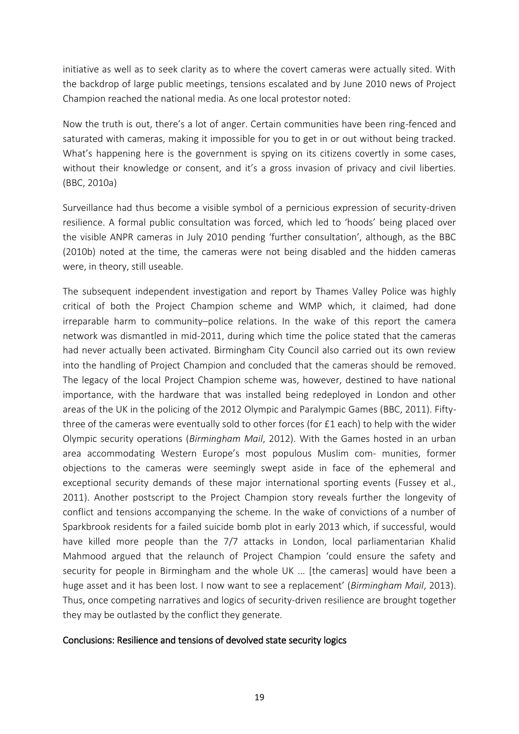initiative as well as to seek clarity as to where the covert cameras were actually sited. With the backdrop of large public meetings, tensions escalated and by June 2010 news of Project Champion reached the national media. As one local protestor noted:

Now the truth is out, there's a lot of anger. Certain communities have been ring-fenced and saturated with cameras, making it impossible for you to get in or out without being tracked. What's happening here is the government is spying on its citizens covertly in some cases, without their knowledge or consent, and it's a gross invasion of privacy and civil liberties. (BBC, 2010a)

Surveillance had thus become a visible symbol of a pernicious expression of security-driven resilience. A formal public consultation was forced, which led to 'hoods' being placed over the visible ANPR cameras in July 2010 pending 'further consultation', although, as the BBC (2010b) noted at the time, the cameras were not being disabled and the hidden cameras were, in theory, still useable.

The subsequent independent investigation and report by Thames Valley Police was highly critical of both the Project Champion scheme and WMP which, it claimed, had done irreparable harm to community–police relations. In the wake of this report the camera network was dismantled in mid-2011, during which time the police stated that the cameras had never actually been activated. Birmingham City Council also carried out its own review into the handling of Project Champion and concluded that the cameras should be removed. The legacy of the local Project Champion scheme was, however, destined to have national importance, with the hardware that was installed being redeployed in London and other areas of the UK in the policing of the 2012 Olympic and Paralympic Games (BBC, 2011). Fifty-three of the cameras were eventually sold to other forces (for £1 each) to help with the wider Olympic security operations (*Birmingham Mail*, 2012). With the Games hosted in an urban area accommodating Western Europe's most populous Muslim com- munities, former objections to the cameras were seemingly swept aside in face of the ephemeral and exceptional security demands of these major international sporting events (Fussey et al., 2011). Another postscript to the Project Champion story reveals further the longevity of conflict and tensions accompanying the scheme. In the wake of convictions of a number of Sparkbrook residents for a failed suicide bomb plot in early 2013 which, if successful, would have killed more people than the 7/7 attacks in London, local parliamentarian Khalid Mahmood argued that the relaunch of Project Champion 'could ensure the safety and security for people in Birmingham and the whole UK ... [the cameras] would have been a huge asset and it has been lost. I now want to see a replacement' (*Birmingham Mail*, 2013). Thus, once competing narratives and logics of security-driven resilience are brought together they may be outlasted by the conflict they generate.

## Conclusions: Resilience and tensions of devolved state security logics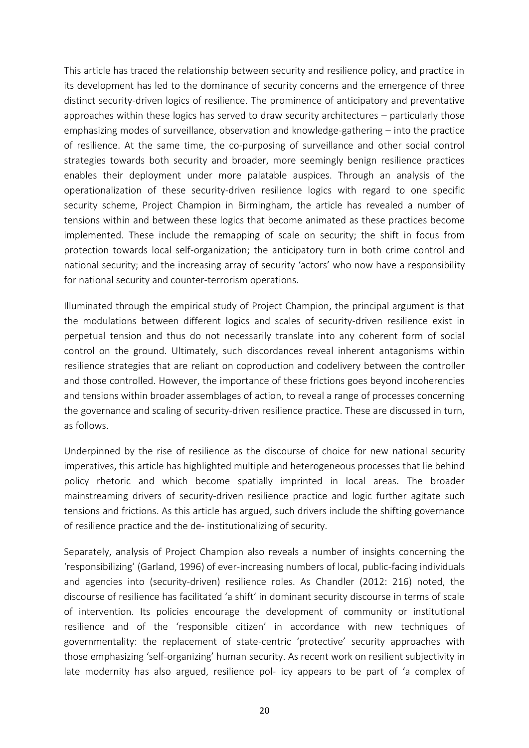This article has traced the relationship between security and resilience policy, and practice in its development has led to the dominance of security concerns and the emergence of three distinct security-driven logics of resilience. The prominence of anticipatory and preventative approaches within these logics has served to draw security architectures – particularly those emphasizing modes of surveillance, observation and knowledge-gathering – into the practice of resilience. At the same time, the co-purposing of surveillance and other social control strategies towards both security and broader, more seemingly benign resilience practices enables their deployment under more palatable auspices. Through an analysis of the operationalization of these security-driven resilience logics with regard to one specific security scheme, Project Champion in Birmingham, the article has revealed a number of tensions within and between these logics that become animated as these practices become implemented. These include the remapping of scale on security; the shift in focus from protection towards local self-organization; the anticipatory turn in both crime control and national security; and the increasing array of security 'actors' who now have a responsibility for national security and counter-terrorism operations.

Illuminated through the empirical study of Project Champion, the principal argument is that the modulations between different logics and scales of security-driven resilience exist in perpetual tension and thus do not necessarily translate into any coherent form of social control on the ground. Ultimately, such discordances reveal inherent antagonisms within resilience strategies that are reliant on coproduction and codelivery between the controller and those controlled. However, the importance of these frictions goes beyond incoherencies and tensions within broader assemblages of action, to reveal a range of processes concerning the governance and scaling of security-driven resilience practice. These are discussed in turn, as follows.

Underpinned by the rise of resilience as the discourse of choice for new national security imperatives, this article has highlighted multiple and heterogeneous processes that lie behind policy rhetoric and which become spatially imprinted in local areas. The broader mainstreaming drivers of security-driven resilience practice and logic further agitate such tensions and frictions. As this article has argued, such drivers include the shifting governance of resilience practice and the de- institutionalizing of security.

Separately, analysis of Project Champion also reveals a number of insights concerning the 'responsibilizing' (Garland, 1996) of ever-increasing numbers of local, public-facing individuals and agencies into (security-driven) resilience roles. As Chandler (2012: 216) noted, the discourse of resilience has facilitated 'a shift' in dominant security discourse in terms of scale of intervention. Its policies encourage the development of community or institutional resilience and of the 'responsible citizen' in accordance with new techniques of governmentality: the replacement of state-centric 'protective' security approaches with those emphasizing 'self-organizing' human security. As recent work on resilient subjectivity in late modernity has also argued, resilience pol- icy appears to be part of 'a complex of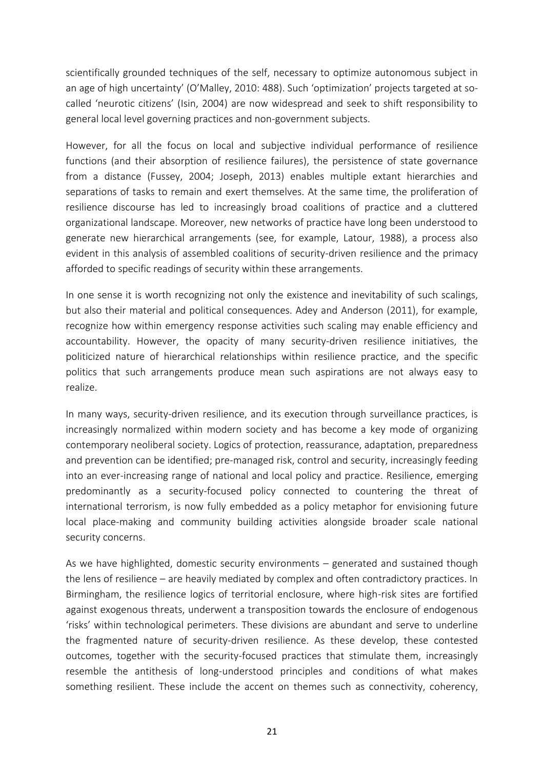scientifically grounded techniques of the self, necessary to optimize autonomous subject in an age of high uncertainty' (O'Malley, 2010: 488). Such 'optimization' projects targeted at so-called 'neurotic citizens' (Isin, 2004) are now widespread and seek to shift responsibility to general local level governing practices and non-government subjects.

However, for all the focus on local and subjective individual performance of resilience functions (and their absorption of resilience failures), the persistence of state governance from a distance (Fussey, 2004; Joseph, 2013) enables multiple extant hierarchies and separations of tasks to remain and exert themselves. At the same time, the proliferation of resilience discourse has led to increasingly broad coalitions of practice and a cluttered organizational landscape. Moreover, new networks of practice have long been understood to generate new hierarchical arrangements (see, for example, Latour, 1988), a process also evident in this analysis of assembled coalitions of security-driven resilience and the primacy afforded to specific readings of security within these arrangements.

In one sense it is worth recognizing not only the existence and inevitability of such scalings, but also their material and political consequences. Adey and Anderson (2011), for example, recognize how within emergency response activities such scaling may enable efficiency and accountability. However, the opacity of many security-driven resilience initiatives, the politicized nature of hierarchical relationships within resilience practice, and the specific politics that such arrangements produce mean such aspirations are not always easy to realize.

In many ways, security-driven resilience, and its execution through surveillance practices, is increasingly normalized within modern society and has become a key mode of organizing contemporary neoliberal society. Logics of protection, reassurance, adaptation, preparedness and prevention can be identified; pre-managed risk, control and security, increasingly feeding into an ever-increasing range of national and local policy and practice. Resilience, emerging predominantly as a security-focused policy connected to countering the threat of international terrorism, is now fully embedded as a policy metaphor for envisioning future local place-making and community building activities alongside broader scale national security concerns.

As we have highlighted, domestic security environments – generated and sustained though the lens of resilience – are heavily mediated by complex and often contradictory practices. In Birmingham, the resilience logics of territorial enclosure, where high-risk sites are fortified against exogenous threats, underwent a transposition towards the enclosure of endogenous 'risks' within technological perimeters. These divisions are abundant and serve to underline the fragmented nature of security-driven resilience. As these develop, these contested outcomes, together with the security-focused practices that stimulate them, increasingly resemble the antithesis of long-understood principles and conditions of what makes something resilient. These include the accent on themes such as connectivity, coherency,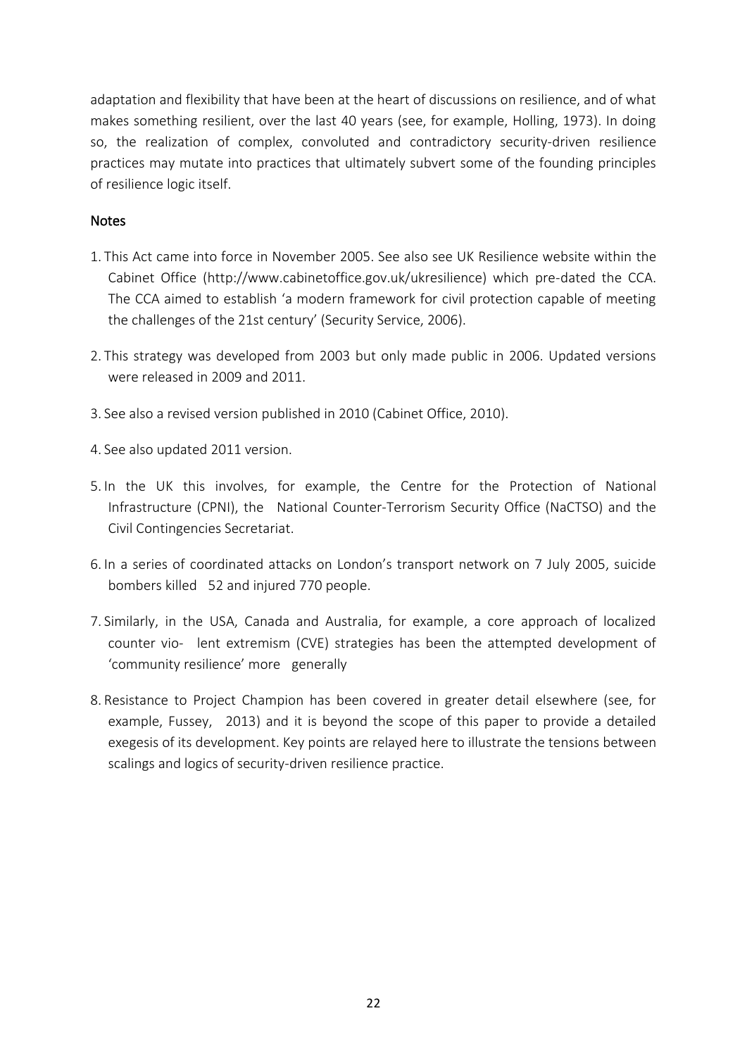adaptation and flexibility that have been at the heart of discussions on resilience, and of what makes something resilient, over the last 40 years (see, for example, Holling, 1973). In doing so, the realization of complex, convoluted and contradictory security-driven resilience practices may mutate into practices that ultimately subvert some of the founding principles of resilience logic itself.

## Notes

1. This Act came into force in November 2005. See also see UK Resilience website within the Cabinet Office (http://www.cabinetoffice.gov.uk/ukresilience) which pre-dated the CCA. The CCA aimed to establish 'a modern framework for civil protection capable of meeting the challenges of the 21st century' (Security Service, 2006).

2. This strategy was developed from 2003 but only made public in 2006. Updated versions were released in 2009 and 2011.

3. See also a revised version published in 2010 (Cabinet Office, 2010).

4. See also updated 2011 version.

5. In the UK this involves, for example, the Centre for the Protection of National Infrastructure (CPNI), the National Counter-Terrorism Security Office (NaCTSO) and the Civil Contingencies Secretariat.

6. In a series of coordinated attacks on London's transport network on 7 July 2005, suicide bombers killed 52 and injured 770 people.

7. Similarly, in the USA, Canada and Australia, for example, a core approach of localized counter vio- lent extremism (CVE) strategies has been the attempted development of 'community resilience' more generally

8. Resistance to Project Champion has been covered in greater detail elsewhere (see, for example, Fussey, 2013) and it is beyond the scope of this paper to provide a detailed exegesis of its development. Key points are relayed here to illustrate the tensions between scalings and logics of security-driven resilience practice.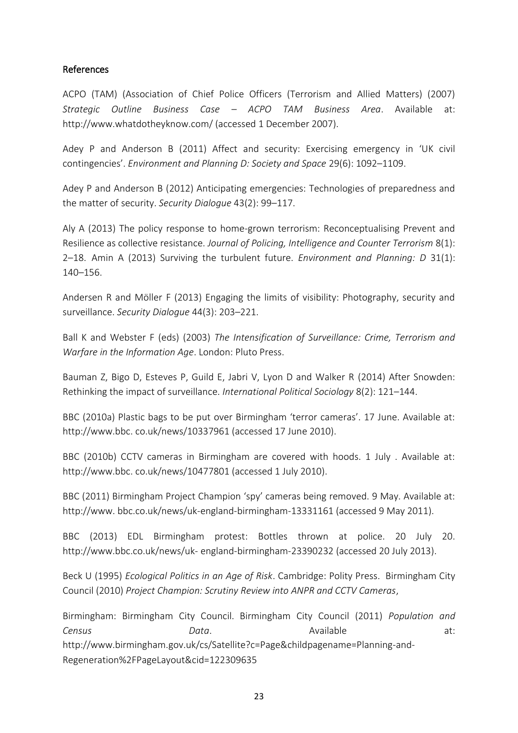## References

ACPO (TAM) (Association of Chief Police Officers (Terrorism and Allied Matters) (2007) *Strategic Outline Business Case – ACPO TAM Business Area*. Available at: http://www.whatdotheyknow.com/ (accessed 1 December 2007).

Adey P and Anderson B (2011) Affect and security: Exercising emergency in 'UK civil contingencies'. *Environment and Planning D: Society and Space* 29(6): 1092–1109.

Adey P and Anderson B (2012) Anticipating emergencies: Technologies of preparedness and the matter of security. *Security Dialogue* 43(2): 99–117.

Aly A (2013) The policy response to home-grown terrorism: Reconceptualising Prevent and Resilience as collective resistance. *Journal of Policing, Intelligence and Counter Terrorism* 8(1): 2–18. Amin A (2013) Surviving the turbulent future. *Environment and Planning: D* 31(1): 140–156.

Andersen R and Möller F (2013) Engaging the limits of visibility: Photography, security and surveillance. *Security Dialogue* 44(3): 203–221.

Ball K and Webster F (eds) (2003) *The Intensification of Surveillance: Crime, Terrorism and Warfare in the Information Age*. London: Pluto Press.

Bauman Z, Bigo D, Esteves P, Guild E, Jabri V, Lyon D and Walker R (2014) After Snowden: Rethinking the impact of surveillance. *International Political Sociology* 8(2): 121–144.

BBC (2010a) Plastic bags to be put over Birmingham 'terror cameras'. 17 June. Available at: http://www.bbc. co.uk/news/10337961 (accessed 17 June 2010).

BBC (2010b) CCTV cameras in Birmingham are covered with hoods. 1 July . Available at: http://www.bbc. co.uk/news/10477801 (accessed 1 July 2010).

BBC (2011) Birmingham Project Champion 'spy' cameras being removed. 9 May. Available at: http://www. bbc.co.uk/news/uk-england-birmingham-13331161 (accessed 9 May 2011).

BBC (2013) EDL Birmingham protest: Bottles thrown at police. 20 July 20. http://www.bbc.co.uk/news/uk- england-birmingham-23390232 (accessed 20 July 2013).

Beck U (1995) *Ecological Politics in an Age of Risk*. Cambridge: Polity Press. Birmingham City Council (2010) *Project Champion: Scrutiny Review into ANPR and CCTV Cameras*,

Birmingham: Birmingham City Council. Birmingham City Council (2011) *Population and Census Data*. Available at: http://www.birmingham.gov.uk/cs/Satellite?c=Page&childpagename=Planning-and-Regeneration%2FPageLayout&cid=122309635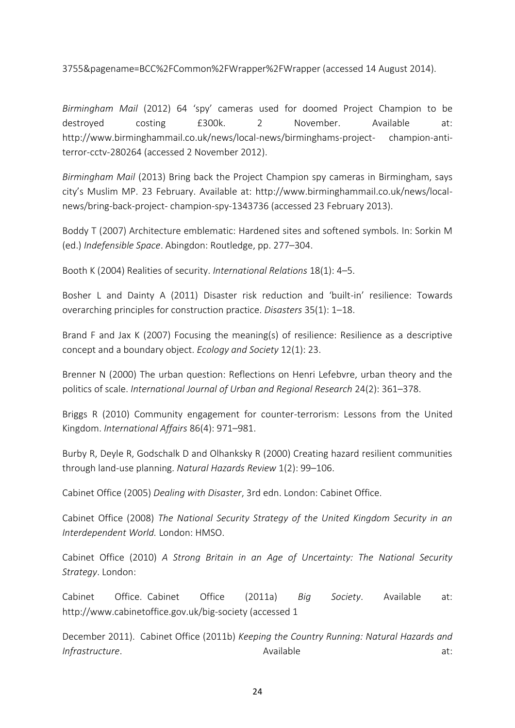3755&pagename=BCC%2FCommon%2FWrapper%2FWrapper (accessed 14 August 2014).

*Birmingham Mail* (2012) 64 'spy' cameras used for doomed Project Champion to be destroyed costing £300k. 2 November. Available at: http://www.birminghammail.co.uk/news/local-news/birminghams-project- champion-anti-terror-cctv-280264 (accessed 2 November 2012).

*Birmingham Mail* (2013) Bring back the Project Champion spy cameras in Birmingham, says city's Muslim MP. 23 February. Available at: http://www.birminghammail.co.uk/news/local-news/bring-back-project- champion-spy-1343736 (accessed 23 February 2013).

Boddy T (2007) Architecture emblematic: Hardened sites and softened symbols. In: Sorkin M (ed.) *Indefensible Space*. Abingdon: Routledge, pp. 277–304.

Booth K (2004) Realities of security. *International Relations* 18(1): 4–5.

Bosher L and Dainty A (2011) Disaster risk reduction and 'built-in' resilience: Towards overarching principles for construction practice. *Disasters* 35(1): 1–18.

Brand F and Jax K (2007) Focusing the meaning(s) of resilience: Resilience as a descriptive concept and a boundary object. *Ecology and Society* 12(1): 23.

Brenner N (2000) The urban question: Reflections on Henri Lefebvre, urban theory and the politics of scale. *International Journal of Urban and Regional Research* 24(2): 361–378.

Briggs R (2010) Community engagement for counter-terrorism: Lessons from the United Kingdom. *International Affairs* 86(4): 971–981.

Burby R, Deyle R, Godschalk D and Olhanksky R (2000) Creating hazard resilient communities through land-use planning. *Natural Hazards Review* 1(2): 99–106.

Cabinet Office (2005) *Dealing with Disaster*, 3rd edn. London: Cabinet Office.

Cabinet Office (2008) *The National Security Strategy of the United Kingdom Security in an Interdependent World.* London: HMSO.

Cabinet Office (2010) *A Strong Britain in an Age of Uncertainty: The National Security Strategy*. London:

Cabinet Office. Cabinet Office (2011a) *Big Society*. Available at: http://www.cabinetoffice.gov.uk/big-society (accessed 1

December 2011). Cabinet Office (2011b) *Keeping the Country Running: Natural Hazards and Infrastructure*. Available at: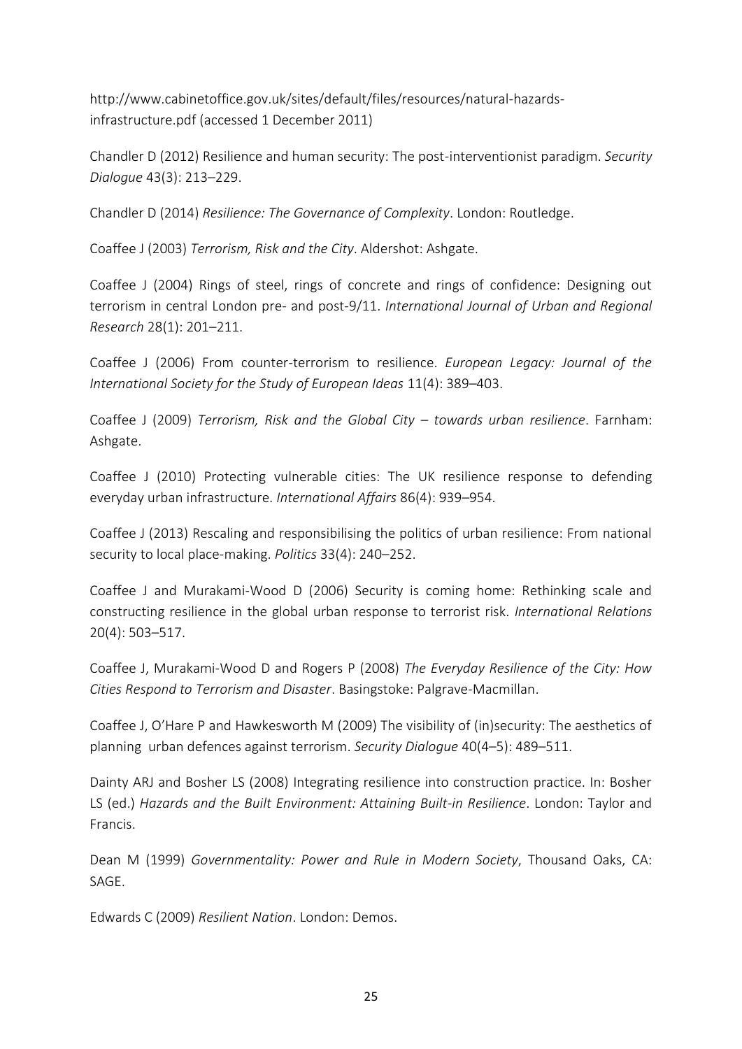http://www.cabinetoffice.gov.uk/sites/default/files/resources/natural-hazards-infrastructure.pdf (accessed 1 December 2011)

Chandler D (2012) Resilience and human security: The post-interventionist paradigm. *Security Dialogue* 43(3): 213–229.

Chandler D (2014) *Resilience: The Governance of Complexity*. London: Routledge.

Coaffee J (2003) *Terrorism, Risk and the City*. Aldershot: Ashgate.

Coaffee J (2004) Rings of steel, rings of concrete and rings of confidence: Designing out terrorism in central London pre- and post-9/11. *International Journal of Urban and Regional Research* 28(1): 201–211.

Coaffee J (2006) From counter-terrorism to resilience. *European Legacy: Journal of the International Society for the Study of European Ideas* 11(4): 389–403.

Coaffee J (2009) *Terrorism, Risk and the Global City – towards urban resilience*. Farnham: Ashgate.

Coaffee J (2010) Protecting vulnerable cities: The UK resilience response to defending everyday urban infrastructure. *International Affairs* 86(4): 939–954.

Coaffee J (2013) Rescaling and responsibilising the politics of urban resilience: From national security to local place-making. *Politics* 33(4): 240–252.

Coaffee J and Murakami-Wood D (2006) Security is coming home: Rethinking scale and constructing resilience in the global urban response to terrorist risk. *International Relations* 20(4): 503–517.

Coaffee J, Murakami-Wood D and Rogers P (2008) *The Everyday Resilience of the City: How Cities Respond to Terrorism and Disaster*. Basingstoke: Palgrave-Macmillan.

Coaffee J, O'Hare P and Hawkesworth M (2009) The visibility of (in)security: The aesthetics of planning urban defences against terrorism. *Security Dialogue* 40(4–5): 489–511.

Dainty ARJ and Bosher LS (2008) Integrating resilience into construction practice. In: Bosher LS (ed.) *Hazards and the Built Environment: Attaining Built-in Resilience*. London: Taylor and Francis.

Dean M (1999) *Governmentality: Power and Rule in Modern Society*, Thousand Oaks, CA: SAGE.

Edwards C (2009) *Resilient Nation*. London: Demos.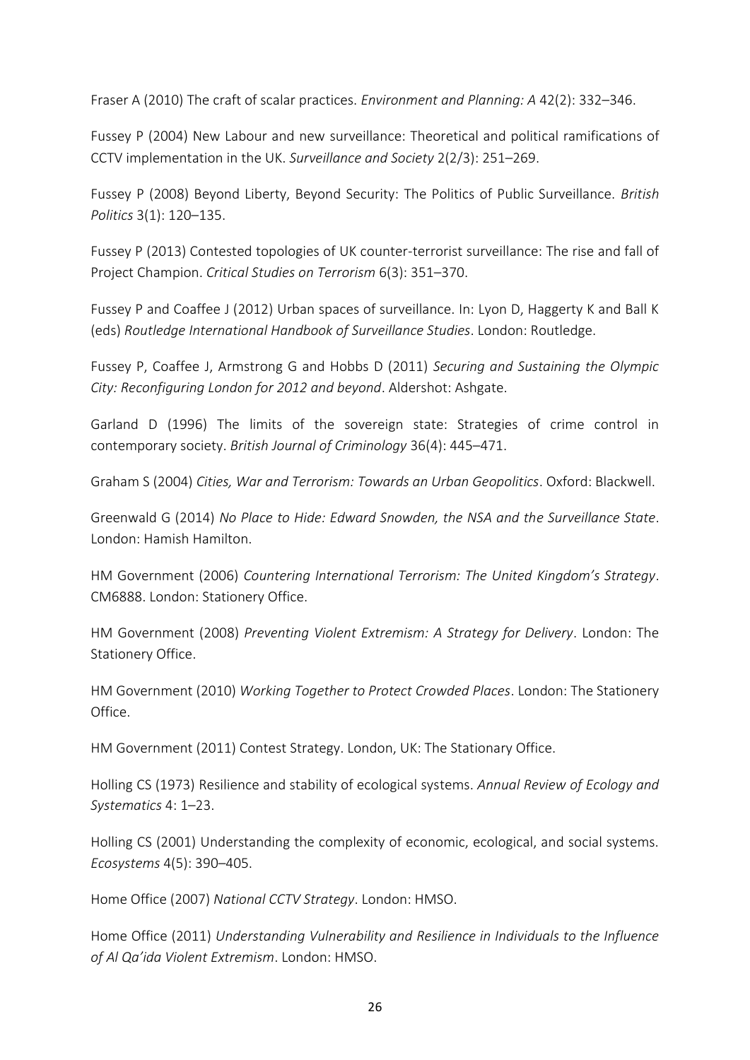Fraser A (2010) The craft of scalar practices. *Environment and Planning: A* 42(2): 332–346.

Fussey P (2004) New Labour and new surveillance: Theoretical and political ramifications of CCTV implementation in the UK. *Surveillance and Society* 2(2/3): 251–269.

Fussey P (2008) Beyond Liberty, Beyond Security: The Politics of Public Surveillance. *British Politics* 3(1): 120–135.

Fussey P (2013) Contested topologies of UK counter-terrorist surveillance: The rise and fall of Project Champion. *Critical Studies on Terrorism* 6(3): 351–370.

Fussey P and Coaffee J (2012) Urban spaces of surveillance. In: Lyon D, Haggerty K and Ball K (eds) *Routledge International Handbook of Surveillance Studies*. London: Routledge.

Fussey P, Coaffee J, Armstrong G and Hobbs D (2011) *Securing and Sustaining the Olympic City: Reconfiguring London for 2012 and beyond*. Aldershot: Ashgate.

Garland D (1996) The limits of the sovereign state: Strategies of crime control in contemporary society. *British Journal of Criminology* 36(4): 445–471.

Graham S (2004) *Cities, War and Terrorism: Towards an Urban Geopolitics*. Oxford: Blackwell.

Greenwald G (2014) *No Place to Hide: Edward Snowden, the NSA and the Surveillance State*. London: Hamish Hamilton.

HM Government (2006) *Countering International Terrorism: The United Kingdom's Strategy*. CM6888. London: Stationery Office.

HM Government (2008) *Preventing Violent Extremism: A Strategy for Delivery*. London: The Stationery Office.

HM Government (2010) *Working Together to Protect Crowded Places*. London: The Stationery Office.

HM Government (2011) Contest Strategy. London, UK: The Stationary Office.

Holling CS (1973) Resilience and stability of ecological systems. *Annual Review of Ecology and Systematics* 4: 1–23.

Holling CS (2001) Understanding the complexity of economic, ecological, and social systems. *Ecosystems* 4(5): 390–405.

Home Office (2007) *National CCTV Strategy*. London: HMSO.

Home Office (2011) *Understanding Vulnerability and Resilience in Individuals to the Influence of Al Qa'ida Violent Extremism*. London: HMSO.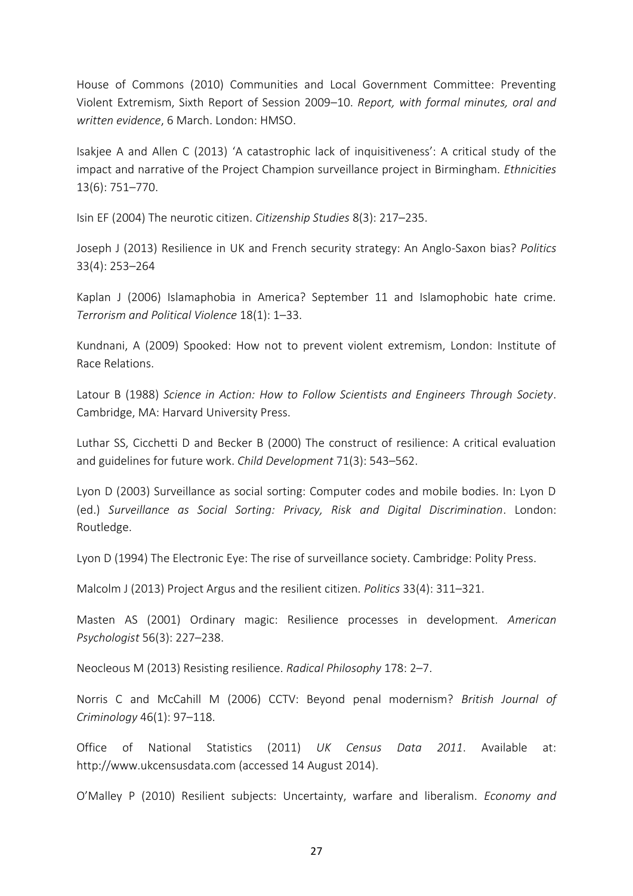House of Commons (2010) Communities and Local Government Committee: Preventing Violent Extremism, Sixth Report of Session 2009–10. *Report, with formal minutes, oral and written evidence*, 6 March. London: HMSO.

Isakjee A and Allen C (2013) 'A catastrophic lack of inquisitiveness': A critical study of the impact and narrative of the Project Champion surveillance project in Birmingham. *Ethnicities* 13(6): 751–770.

Isin EF (2004) The neurotic citizen. *Citizenship Studies* 8(3): 217–235.

Joseph J (2013) Resilience in UK and French security strategy: An Anglo-Saxon bias? *Politics* 33(4): 253–264

Kaplan J (2006) Islamaphobia in America? September 11 and Islamophobic hate crime. *Terrorism and Political Violence* 18(1): 1–33.

Kundnani, A (2009) Spooked: How not to prevent violent extremism, London: Institute of Race Relations.

Latour B (1988) *Science in Action: How to Follow Scientists and Engineers Through Society*. Cambridge, MA: Harvard University Press.

Luthar SS, Cicchetti D and Becker B (2000) The construct of resilience: A critical evaluation and guidelines for future work. *Child Development* 71(3): 543–562.

Lyon D (2003) Surveillance as social sorting: Computer codes and mobile bodies. In: Lyon D (ed.) *Surveillance as Social Sorting: Privacy, Risk and Digital Discrimination*. London: Routledge.

Lyon D (1994) The Electronic Eye: The rise of surveillance society. Cambridge: Polity Press.

Malcolm J (2013) Project Argus and the resilient citizen. *Politics* 33(4): 311–321.

Masten AS (2001) Ordinary magic: Resilience processes in development. *American Psychologist* 56(3): 227–238.

Neocleous M (2013) Resisting resilience. *Radical Philosophy* 178: 2–7.

Norris C and McCahill M (2006) CCTV: Beyond penal modernism? *British Journal of Criminology* 46(1): 97–118.

Office of National Statistics (2011) *UK Census Data 2011*. Available at: http://www.ukcensusdata.com (accessed 14 August 2014).

O'Malley P (2010) Resilient subjects: Uncertainty, warfare and liberalism. *Economy and*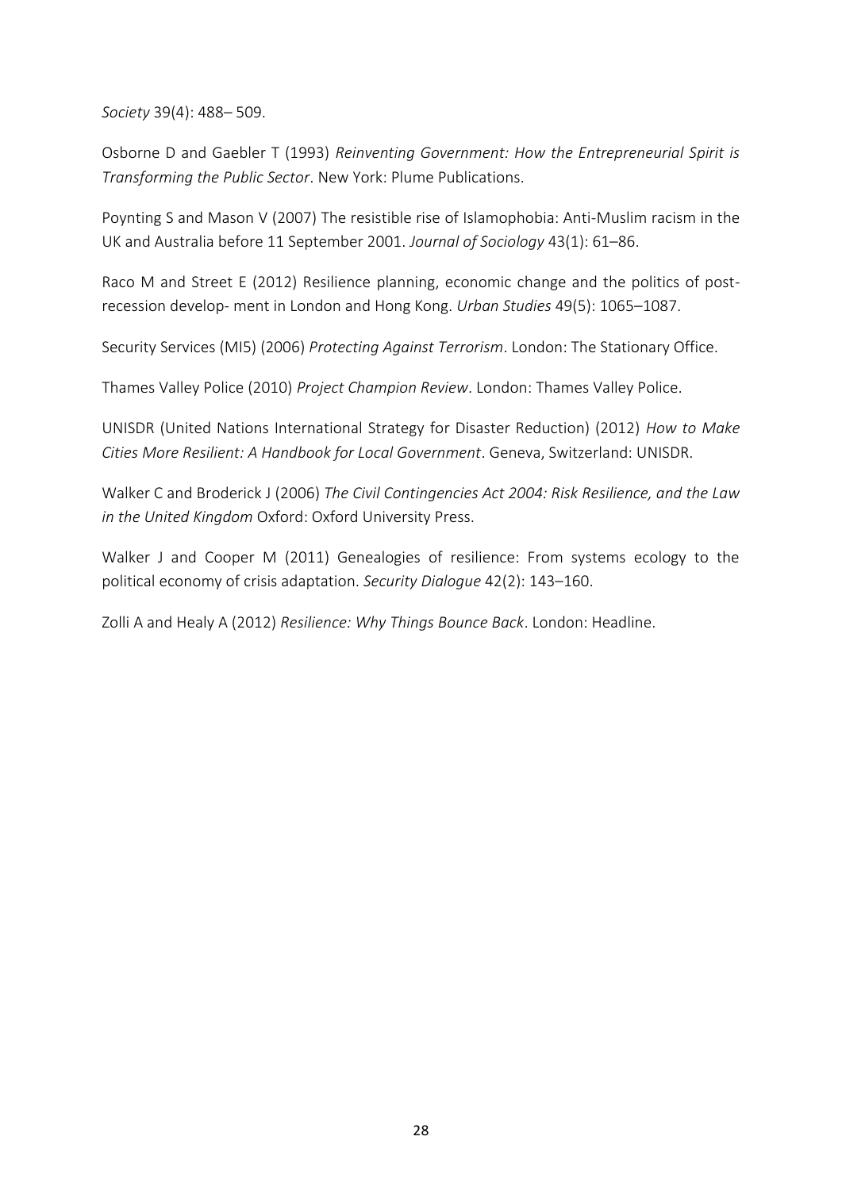*Society* 39(4): 488– 509.

Osborne D and Gaebler T (1993) *Reinventing Government: How the Entrepreneurial Spirit is Transforming the Public Sector*. New York: Plume Publications.

Poynting S and Mason V (2007) The resistible rise of Islamophobia: Anti-Muslim racism in the UK and Australia before 11 September 2001. *Journal of Sociology* 43(1): 61–86.

Raco M and Street E (2012) Resilience planning, economic change and the politics of post-recession develop- ment in London and Hong Kong. *Urban Studies* 49(5): 1065–1087.

Security Services (MI5) (2006) *Protecting Against Terrorism*. London: The Stationary Office.

Thames Valley Police (2010) *Project Champion Review*. London: Thames Valley Police.

UNISDR (United Nations International Strategy for Disaster Reduction) (2012) *How to Make Cities More Resilient: A Handbook for Local Government*. Geneva, Switzerland: UNISDR.

Walker C and Broderick J (2006) *The Civil Contingencies Act 2004: Risk Resilience, and the Law in the United Kingdom* Oxford: Oxford University Press.

Walker J and Cooper M (2011) Genealogies of resilience: From systems ecology to the political economy of crisis adaptation. *Security Dialogue* 42(2): 143–160.

Zolli A and Healy A (2012) *Resilience: Why Things Bounce Back*. London: Headline.